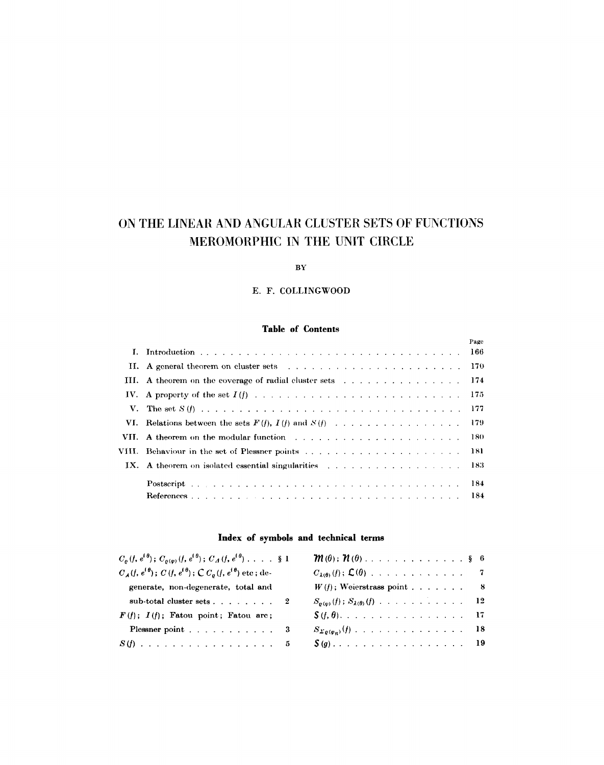# ON THE LINEAR AND ANGULAR CLUSTER SETS OF FUNCTIONS MEROMORPHIC IN THE UNIT CIRCLE

BY

E. F. COLLINGWOOD

## Table of Contents

| | | Page |
|---|---|---|
| I. | Introduction | 166 |
| II. | A general theorem on cluster sets | 170 |
| III. | A theorem on the coverage of radial cluster sets | 174 |
| IV. | A property of the set $I(f)$ | 175 |
| V. | The set $S(f)$ | 177 |
| VI. | Relations between the sets $F(f)$, $I(f)$ and $S(f)$ | 179 |
| VII. | A theorem on the modular function | 180 |
| VIII. | Behaviour in the set of Plessner points | 181 |
| IX. | A theorem on isolated essential singularities | 183 |
| | Postscript | 184 |
| | References | 184 |

## Index of symbols and technical terms

| | § | | § |
|---|---|---|---|
| $C_\varrho(f, e^{i\theta})$; $C_{\varrho(\varphi)}(f, e^{i\theta})$; $C_\Delta(f, e^{i\theta})$ | 1 | $\mathfrak{M}(\theta)$; $\mathfrak{N}(\theta)$ | 6 |
| $C_\Delta(f, e^{i\theta})$; $C(f, e^{i\theta})$; $\complement C_\varrho(f, e^{i\theta})$ etc; degenerate, non-degenerate, total and sub-total cluster sets | 2 | $C_{\lambda(\theta)}(f)$; $\mathfrak{L}(\theta)$ | 7 |
| | | $W(f)$; Weierstrass point | 8 |
| $F(f)$; $I(f)$; Fatou point; Fatou arc; Plessner point | 3 | $S_{\varrho(\varphi)}(f)$; $S_{\lambda(\theta)}(f)$ | 12 |
| | | $\mathfrak{S}(f, \theta)$ | 17 |
| $S(f)$ | 5 | $S_{\Sigma\varrho(\varphi_n)}(f)$ | 18 |
| | | $\mathfrak{S}(g)$ | 19 |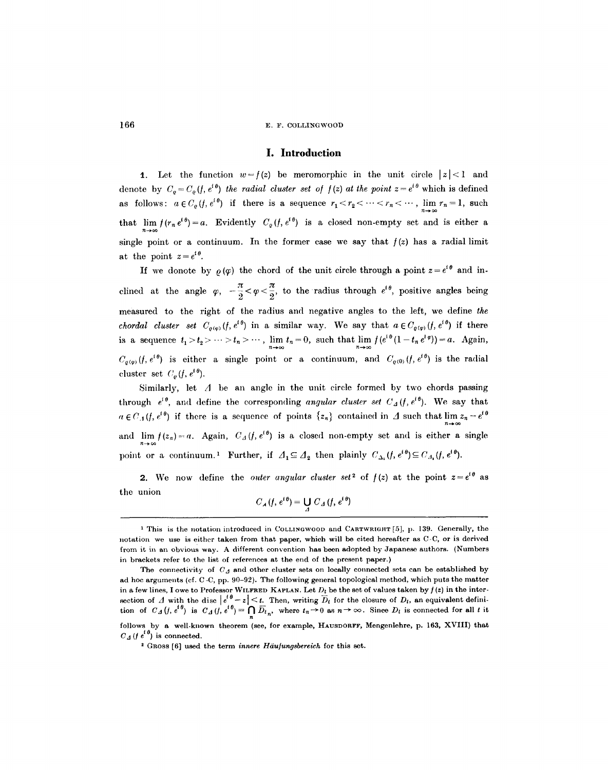# I. Introduction

**1.** Let the function $w = f(z)$ be meromorphic in the unit circle $|z| < 1$ and denote by $C_\varrho = C_\varrho(f, e^{i\theta})$ *the radial cluster set of $f(z)$ at the point $z = e^{i\theta}$* which is defined as follows: $a \in C_\varrho(f, e^{i\theta})$ if there is a sequence $r_1 < r_2 < \cdots < r_n < \cdots$, $\lim_{n\to\infty} r_n = 1$, such that $\lim_{n\to\infty} f(r_n e^{i\theta}) = a$. Evidently $C_\varrho(f, e^{i\theta})$ is a closed non-empty set and is either a single point or a continuum. In the former case we say that $f(z)$ has a radial limit at the point $z = e^{i\theta}$.

If we donote by $\varrho(\varphi)$ the chord of the unit circle through a point $z = e^{i\theta}$ and inclined at the angle $\varphi$, $-\frac{\pi}{2} < \varphi < \frac{\pi}{2}$, to the radius through $e^{i\theta}$, positive angles being measured to the right of the radius and negative angles to the left, we define *the chordal cluster set* $C_{\varrho(\varphi)}(f, e^{i\theta})$ in a similar way. We say that $a \in C_{\varrho(\varphi)}(f, e^{i\theta})$ if there is a sequence $t_1 > t_2 > \cdots > t_n > \cdots$, $\lim_{n\to\infty} t_n = 0$, such that $\lim_{n\to\infty} f(e^{i\theta}(1 - t_n e^{i\varphi})) = a$. Again, $C_{\varrho(\varphi)}(f, e^{i\theta})$ is either a single point or a continuum, and $C_{\varrho(0)}(f, e^{i\theta})$ is the radial cluster set $C_\varrho(f, e^{i\theta})$.

Similarly, let $\Delta$ be an angle in the unit circle formed by two chords passing through $e^{i\theta}$, and define the corresponding *angular cluster set* $C_\Delta(f, e^{i\theta})$. We say that $a \in C_\Delta(f, e^{i\theta})$ if there is a sequence of points $\{z_n\}$ contained in $\Delta$ such that $\lim_{n\to\infty} z_n = e^{i\theta}$ and $\lim_{n\to\infty} f(z_n) = a$. Again, $C_\Delta(f, e^{i\theta})$ is a closed non-empty set and is either a single point or a continuum.[1] Further, if $\Delta_1 \subseteq \Delta_2$ then plainly $C_{\Delta_1}(f, e^{i\theta}) \subseteq C_{\Delta_2}(f, e^{i\theta})$.

**2.** We now define the *outer angular cluster set*[2] of $f(z)$ at the point $z = e^{i\theta}$ as the union

$$C_A(f, e^{i\theta}) = \bigcup_{\Delta} C_\Delta(f, e^{i\theta})$$

---

[1] This is the notation introduced in COLLINGWOOD and CARTWRIGHT [5], p. 139. Generally, the notation we use is either taken from that paper, which will be cited hereafter as C-C, or is derived from it in an obvious way. A different convention has been adopted by Japanese authors. (Numbers in brackets refer to the list of references at the end of the present paper.)

The connectivity of $C_\Delta$ and other cluster sets on locally connected sets can be established by ad hoc arguments (cf. C-C, pp. 90–92). The following general topological method, which puts the matter in a few lines, I owe to Professor WILFRED KAPLAN. Let $D_t$ be the set of values taken by $f(z)$ in the intersection of $\Delta$ with the disc $|e^{i\theta} - z| < t$. Then, writing $\bar{D}_t$ for the closure of $D_t$, an equivalent definition of $C_\Delta(f, e^{i\theta})$ is $C_\Delta(f, e^{i\theta}) = \bigcap_n \bar{D}_{t_n}$, where $t_n \to 0$ as $n \to \infty$. Since $D_t$ is connected for all $t$ it follows by a well-known theorem (see, for example, HAUSDORFF, Mengenlehre, p. 163, XVIII) that $C_\Delta(f\, e^{i\theta})$ is connected.

[2] GROSS [6] used the term *innere Häufungsbereich* for this set.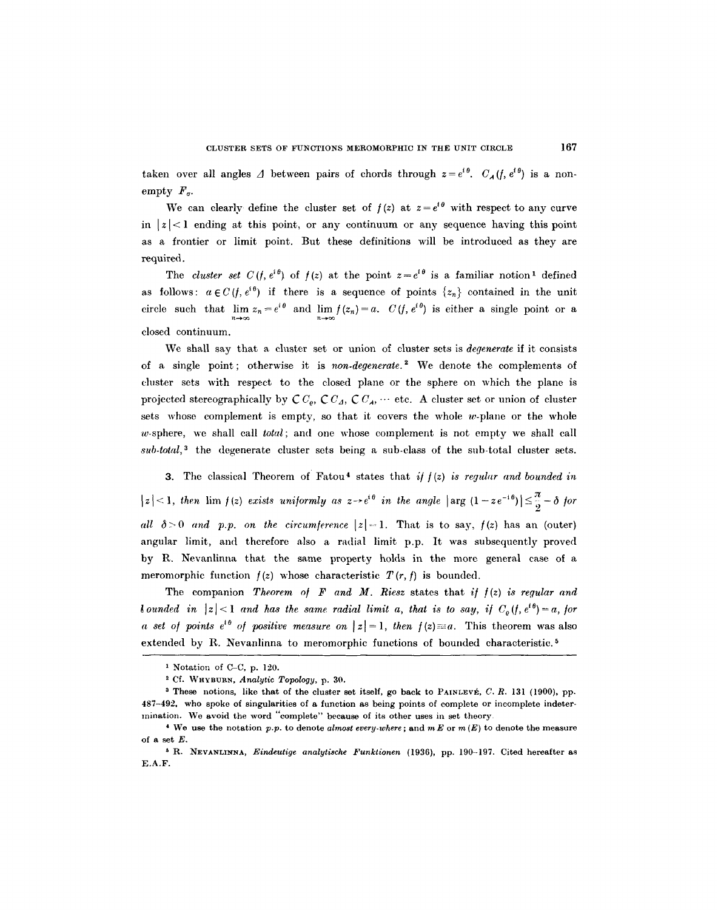taken over all angles $\Delta$ between pairs of chords through $z = e^{i\theta}$. $C_A(f, e^{i\theta})$ is a non-empty $F_\sigma$.

We can clearly define the cluster set of $f(z)$ at $z = e^{i\theta}$ with respect to any curve in $|z| < 1$ ending at this point, or any continuum or any sequence having this point as a frontier or limit point. But these definitions will be introduced as they are required.

The *cluster set* $C(f, e^{i\theta})$ of $f(z)$ at the point $z = e^{i\theta}$ is a familiar notion[1] defined as follows: $a \in C(f, e^{i\theta})$ if there is a sequence of points $\{z_n\}$ contained in the unit circle such that $\lim_{n\to\infty} z_n = e^{i\theta}$ and $\lim_{n\to\infty} f(z_n) = a$. $C(f, e^{i\theta})$ is either a single point or a closed continuum.

We shall say that a cluster set or union of cluster sets is *degenerate* if it consists of a single point; otherwise it is *non-degenerate*.[2] We denote the complements of cluster sets with respect to the closed plane or the sphere on which the plane is projected stereographically by $\complement C_\varrho$, $\complement C_\Delta$, $\complement C_A$, $\cdots$ etc. A cluster set or union of cluster sets whose complement is empty, so that it covers the whole $w$-plane or the whole $w$-sphere, we shall call *total*; and one whose complement is not empty we shall call *sub-total*,[3] the degenerate cluster sets being a sub-class of the sub-total cluster sets.

**3.** The classical Theorem of Fatou[4] states that *if $f(z)$ is regular and bounded in $|z| < 1$, then $\lim f(z)$ exists uniformly as $z \to e^{i\theta}$ in the angle $|\arg(1 - z e^{-i\theta})| \le \frac{\pi}{2} - \delta$ for all $\delta > 0$ and p.p. on the circumference $|z| = 1$.* That is to say, $f(z)$ has an (outer) angular limit, and therefore also a radial limit p.p. It was subsequently proved by R. Nevanlinna that the same property holds in the more general case of a meromorphic function $f(z)$ whose characteristic $T(r, f)$ is bounded.

The companion *Theorem of F and M. Riesz* states that *if $f(z)$ is regular and bounded in $|z| < 1$ and has the same radial limit $a$, that is to say, if $C_\varrho(f, e^{i\theta}) = a$, for a set of points $e^{i\theta}$ of positive measure on $|z| = 1$, then $f(z) \equiv a$.* This theorem was also extended by R. Nevanlinna to meromorphic functions of bounded characteristic.[5]

---

[1] Notation of C–C, p. 120.

[2] Cf. Whyburn, *Analytic Topology*, p. 30.

[3] These notions, like that of the cluster set itself, go back to Painlevé, *C. R.* 131 (1900), pp. 487–492, who spoke of singularities of a function as being points of complete or incomplete indetermination. We avoid the word "complete" because of its other uses in set theory.

[4] We use the notation *p.p.* to denote *almost every-where*; and $m E$ or $m(E)$ to denote the measure of a set $E$.

[5] R. Nevanlinna, *Eindeutige analytische Funktionen* (1936), pp. 190–197. Cited hereafter as E.A.F.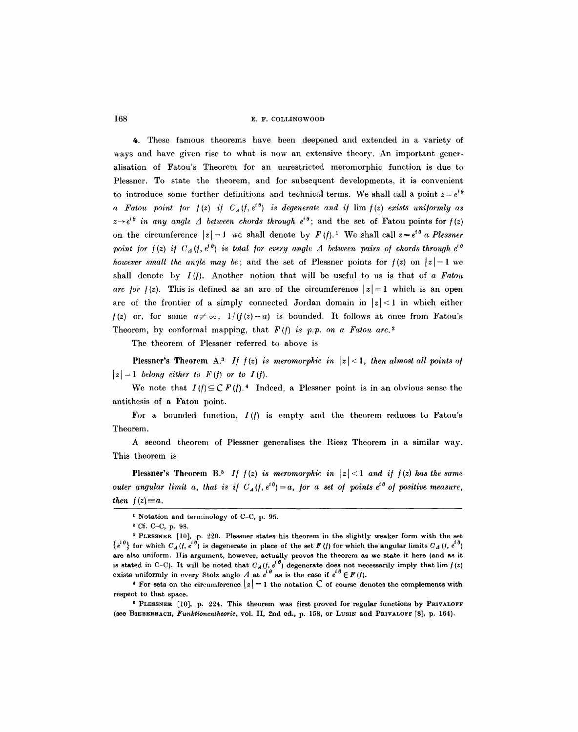4. These famous theorems have been deepened and extended in a variety of ways and have given rise to what is now an extensive theory. An important generalisation of Fatou's Theorem for an unrestricted meromorphic function is due to Plessner. To state the theorem, and for subsequent developments, it is convenient to introduce some further definitions and technical terms. We shall call a point $z = e^{i\theta}$ *a Fatou point for $f(z)$ if $C_{\Delta}(f, e^{i\theta})$ is degenerate and if $\lim f(z)$ exists uniformly as $z \to e^{i\theta}$ in any angle $\Delta$ between chords through $e^{i\theta}$*; and the set of Fatou points for $f(z)$ on the circumference $|z| = 1$ we shall denote by $F(f)$.[1] We shall call $z = e^{i\theta}$ *a Plessner point for $f(z)$ if $C_{\Delta}(f, e^{i\theta})$ is total for every angle $\Delta$ between pairs of chords through $e^{i\theta}$ however small the angle may be*; and the set of Plessner points for $f(z)$ on $|z| = 1$ we shall denote by $I(f)$. Another notion that will be useful to us is that of *a Fatou arc for $f(z)$*. This is defined as an arc of the circumference $|z| = 1$ which is an open arc of the frontier of a simply connected Jordan domain in $|z| < 1$ in which either $f(z)$ or, for some $a \neq \infty$, $1/(f(z) - a)$ is bounded. It follows at once from Fatou's Theorem, by conformal mapping, that *$F(f)$ is p.p. on a Fatou arc*.[2]

The theorem of Plessner referred to above is

**Plessner's Theorem A.**[3] *If $f(z)$ is meromorphic in $|z| < 1$, then almost all points of $|z| = 1$ belong either to $F(f)$ or to $I(f)$.*

We note that $I(f) \subseteq \complement F(f)$.[4] Indeed, a Plessner point is in an obvious sense the antithesis of a Fatou point.

For a bounded function, $I(f)$ is empty and the theorem reduces to Fatou's Theorem.

A second theorem of Plessner generalises the Riesz Theorem in a similar way. This theorem is

**Plessner's Theorem B.**[5] *If $f(z)$ is meromorphic in $|z| < 1$ and if $f(z)$ has the same outer angular limit $a$, that is if $C_{\Delta}(f, e^{i\theta}) = a$, for a set of points $e^{i\theta}$ of positive measure, then $f(z) \equiv a$.*

---

[1] Notation and terminology of C–C, p. 95.

[2] Cf. C–C, p. 98.

[3] PLESSNER [10], p. 220. Plessner states his theorem in the slightly weaker form with the set $\{e^{i\theta}\}$ for which $C_{\Delta}(f, e^{i\theta})$ is degenerate in place of the set $F(f)$ for which the angular limits $C_{\Delta}(f, e^{i\theta})$ are also uniform. His argument, however, actually proves the theorem as we state it here (and as it is stated in C–C). It will be noted that $C_{\Delta}(f, e^{i\theta})$ degenerate does not necessarily imply that $\lim f(z)$ exists uniformly in every Stolz angle $\Delta$ at $e^{i\theta}$ as is the case if $e^{i\theta} \in F(f)$.

[4] For sets on the circumference $|z| = 1$ the notation $\complement$ of course denotes the complements with respect to that space.

[5] PLESSNER [10], p. 224. This theorem was first proved for regular functions by PRIVALOFF (see BIEBERBACH, *Funktionentheorie*, vol. II, 2nd ed., p. 158, or LUSIN and PRIVALOFF [8], p. 164).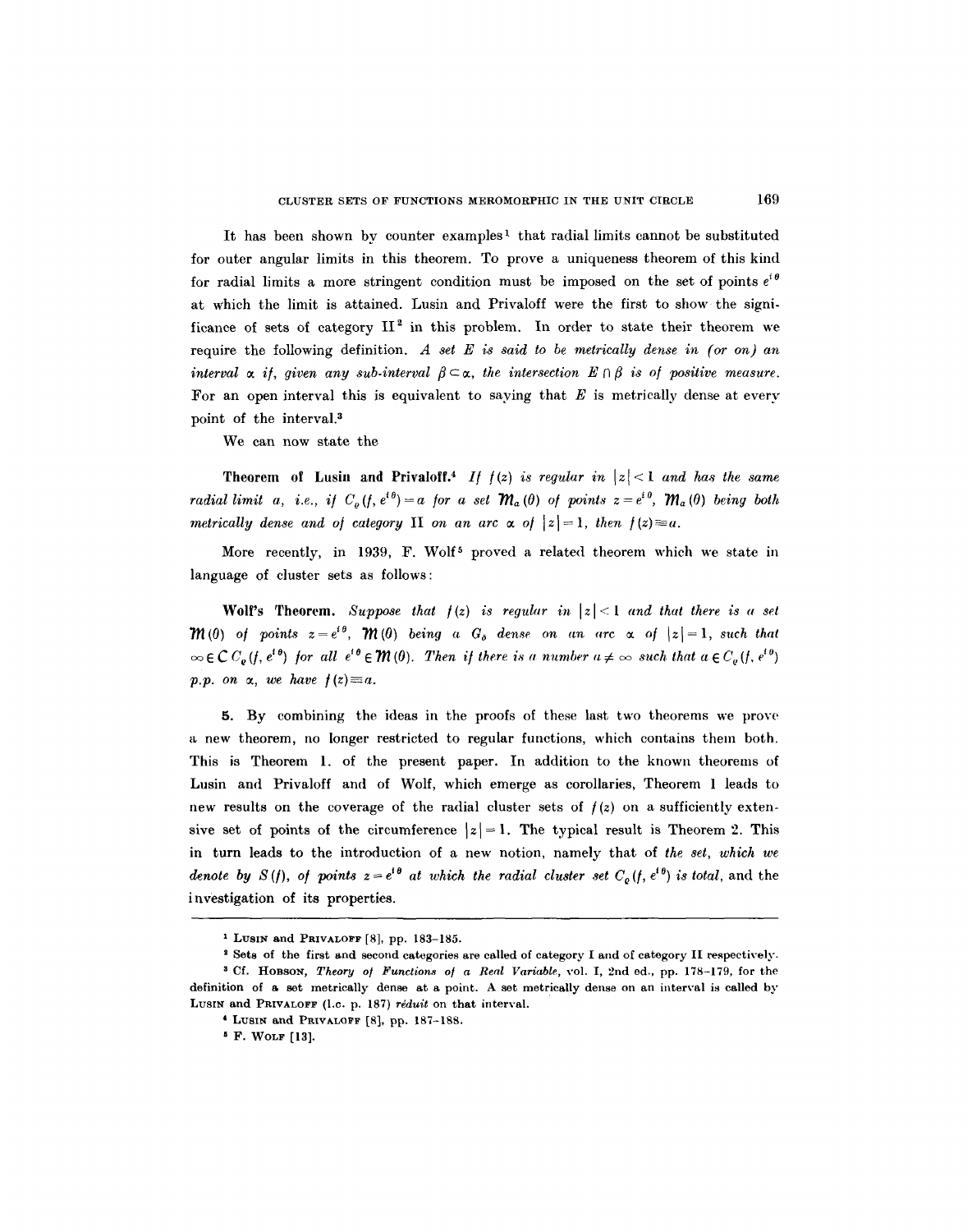It has been shown by counter examples[1] that radial limits cannot be substituted for outer angular limits in this theorem. To prove a uniqueness theorem of this kind for radial limits a more stringent condition must be imposed on the set of points $e^{i\theta}$ at which the limit is attained. Lusin and Privaloff were the first to show the significance of sets of category II[2] in this problem. In order to state their theorem we require the following definition. *A set $E$ is said to be metrically dense in (or on) an interval $\alpha$ if, given any sub-interval $\beta \subset \alpha$, the intersection $E \cap \beta$ is of positive measure.* For an open interval this is equivalent to saying that $E$ is metrically dense at every point of the interval.[3]

We can now state the

**Theorem of Lusin and Privaloff.**[4] *If $f(z)$ is regular in $|z| < 1$ and has the same radial limit $a$, i.e., if $C_\varrho(f, e^{i\theta}) = a$ for a set $\mathfrak{M}_a(0)$ of points $z = e^{i\theta}$, $\mathfrak{M}_a(0)$ being both metrically dense and of category* II *on an arc $\alpha$ of $|z| = 1$, then $f(z) \equiv a$.*

More recently, in 1939, F. Wolf[5] proved a related theorem which we state in language of cluster sets as follows:

**Wolf's Theorem.** *Suppose that $f(z)$ is regular in $|z| < 1$ and that there is a set $\mathfrak{M}(0)$ of points $z = e^{i\theta}$, $\mathfrak{M}(0)$ being a $G_\delta$ dense on an arc $\alpha$ of $|z| = 1$, such that $\infty \in \mathbf{C}\, C_\varrho(f, e^{i\theta})$ for all $e^{i\theta} \in \mathfrak{M}(0)$. Then if there is a number $a \neq \infty$ such that $a \in C_\varrho(f, e^{i\theta})$ p.p. on $\alpha$, we have $f(z) \equiv a$.*

**5.** By combining the ideas in the proofs of these last two theorems we prove a new theorem, no longer restricted to regular functions, which contains them both. This is Theorem 1. of the present paper. In addition to the known theorems of Lusin and Privaloff and of Wolf, which emerge as corollaries, Theorem 1 leads to new results on the coverage of the radial cluster sets of $f(z)$ on a sufficiently extensive set of points of the circumference $|z| = 1$. The typical result is Theorem 2. This in turn leads to the introduction of a new notion, namely that of *the set, which we denote by $S(f)$, of points $z = e^{i\theta}$ at which the radial cluster set $C_\varrho(f, e^{i\theta})$ is total,* and the investigation of its properties.

---

[1] Lusin and Privaloff [8], pp. 183–185.

[2] Sets of the first and second categories are called of category I and of category II respectively.

[3] Cf. Hobson, *Theory of Functions of a Real Variable*, vol. I, 2nd ed., pp. 178–179, for the definition of a set metrically dense at a point. A set metrically dense on an interval is called by Lusin and Privaloff (l.c. p. 187) *réduit* on that interval.

[4] Lusin and Privaloff [8], pp. 187–188.

[5] F. Wolf [13].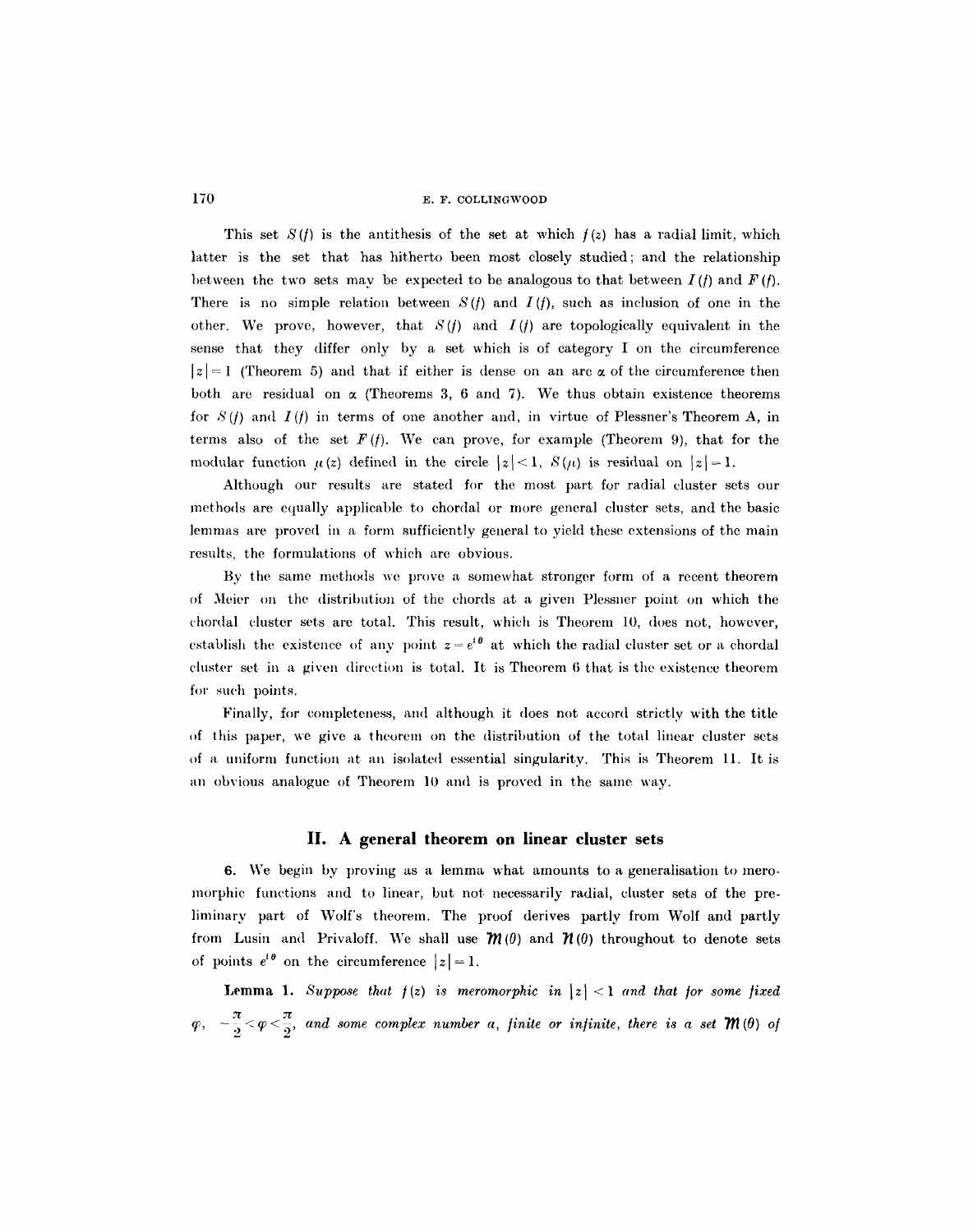This set $S(f)$ is the antithesis of the set at which $f(z)$ has a radial limit, which latter is the set that has hitherto been most closely studied; and the relationship between the two sets may be expected to be analogous to that between $I(f)$ and $F(f)$. There is no simple relation between $S(f)$ and $I(f)$, such as inclusion of one in the other. We prove, however, that $S(f)$ and $I(f)$ are topologically equivalent in the sense that they differ only by a set which is of category I on the circumference $|z|=1$ (Theorem 5) and that if either is dense on an arc $\alpha$ of the circumference then both are residual on $\alpha$ (Theorems 3, 6 and 7). We thus obtain existence theorems for $S(f)$ and $I(f)$ in terms of one another and, in virtue of Plessner's Theorem A, in terms also of the set $F(f)$. We can prove, for example (Theorem 9), that for the modular function $\mu(z)$ defined in the circle $|z|<1$, $S(\mu)$ is residual on $|z|=1$.

Although our results are stated for the most part for radial cluster sets our methods are equally applicable to chordal or more general cluster sets, and the basic lemmas are proved in a form sufficiently general to yield these extensions of the main results, the formulations of which are obvious.

By the same methods we prove a somewhat stronger form of a recent theorem of Meier on the distribution of the chords at a given Plessner point on which the chordal cluster sets are total. This result, which is Theorem 10, does not, however, establish the existence of any point $z=e^{i\theta}$ at which the radial cluster set or a chordal cluster set in a given direction is total. It is Theorem 6 that is the existence theorem for such points.

Finally, for completeness, and although it does not accord strictly with the title of this paper, we give a theorem on the distribution of the total linear cluster sets of a uniform function at an isolated essential singularity. This is Theorem 11. It is an obvious analogue of Theorem 10 and is proved in the same way.

## II. A general theorem on linear cluster sets

**6.** We begin by proving as a lemma what amounts to a generalisation to meromorphic functions and to linear, but not necessarily radial, cluster sets of the preliminary part of Wolf's theorem. The proof derives partly from Wolf and partly from Lusin and Privaloff. We shall use $\mathfrak{M}(\theta)$ and $\mathfrak{N}(\theta)$ throughout to denote sets of points $e^{i\theta}$ on the circumference $|z|=1$.

**Lemma 1.** *Suppose that $f(z)$ is meromorphic in $|z|<1$ and that for some fixed $\varphi$, $-\frac{\pi}{2}<\varphi<\frac{\pi}{2}$, and some complex number $a$, finite or infinite, there is a set $\mathfrak{M}(\theta)$ of*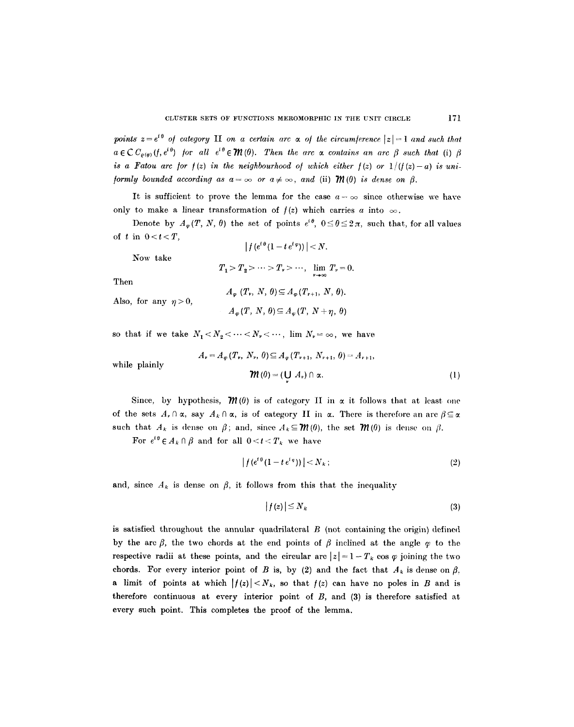*points $z = e^{i\theta}$ of category* II *on a certain arc $\alpha$ of the circumference $|z| = 1$ and such that $a \in C\,C_{\varrho(\varphi)}(f, e^{i\theta})$ for all $e^{i\theta} \in \mathfrak{M}(\theta)$. Then the arc $\alpha$ contains an arc $\beta$ such that* (i) *$\beta$ is a Fatou arc for $f(z)$ in the neighbourhood of which either $f(z)$ or $1/(f(z) - a)$ is uniformly bounded according as $a = \infty$ or $a \neq \infty$, and* (ii) *$\mathfrak{M}(\theta)$ is dense on $\beta$.*

It is sufficient to prove the lemma for the case $a = \infty$ since otherwise we have only to make a linear transformation of $f(z)$ which carries $a$ into $\infty$.

Denote by $A_\varphi(T, N, \theta)$ the set of points $e^{i\theta}$, $0 \leq \theta \leq 2\pi$, such that, for all values of $t$ in $0 < t < T$,

$$|f(e^{i\theta}(1 - t\,e^{i\varphi}))| < N.$$

Now take

$$T_1 > T_2 > \cdots > T_\nu > \cdots, \quad \lim_{\nu \to \infty} T_\nu = 0.$$

Then

$$A_\varphi\,(T_\nu, N, \theta) \subseteq A_\varphi(T_{\nu+1}, N, \theta).$$

Also, for any $\eta > 0$,

$$A_\varphi(T, N, \theta) \subseteq A_\varphi(T, N + \eta, \theta)$$

so that if we take $N_1 < N_2 < \cdots < N_\nu < \cdots$, $\lim N_\nu = \infty$, we have

$$A_\nu = A_\varphi(T_\nu, N_\nu, \theta) \subseteq A_\varphi(T_{\nu+1}, N_{\nu+1}, \theta) = A_{\nu+1},$$

while plainly

$$\mathfrak{M}(\theta) = (\bigcup_\nu A_\nu) \cap \alpha. \tag{1}$$

Since, by hypothesis, $\mathfrak{M}(\theta)$ is of category II in $\alpha$ it follows that at least one of the sets $A_\nu \cap \alpha$, say $A_k \cap \alpha$, is of category II in $\alpha$. There is therefore an arc $\beta \subseteq \alpha$ such that $A_k$ is dense on $\beta$; and, since $A_k \subseteq \mathfrak{M}(\theta)$, the set $\mathfrak{M}(\theta)$ is dense on $\beta$.

For $e^{i\theta} \in A_k \cap \beta$ and for all $0 < t < T_k$ we have

$$|f(e^{i\theta}(1 - t\,e^{i\varphi}))| < N_k; \tag{2}$$

and, since $A_k$ is dense on $\beta$, it follows from this that the inequality

$$|f(z)| \leq N_k \tag{3}$$

is satisfied throughout the annular quadrilateral $B$ (not containing the origin) defined by the arc $\beta$, the two chords at the end points of $\beta$ inclined at the angle $\varphi$ to the respective radii at these points, and the circular arc $|z| = 1 - T_k \cos\varphi$ joining the two chords. For every interior point of $B$ is, by (2) and the fact that $A_k$ is dense on $\beta$, a limit of points at which $|f(z)| < N_k$, so that $f(z)$ can have no poles in $B$ and is therefore continuous at every interior point of $B$, and (3) is therefore satisfied at every such point. This completes the proof of the lemma.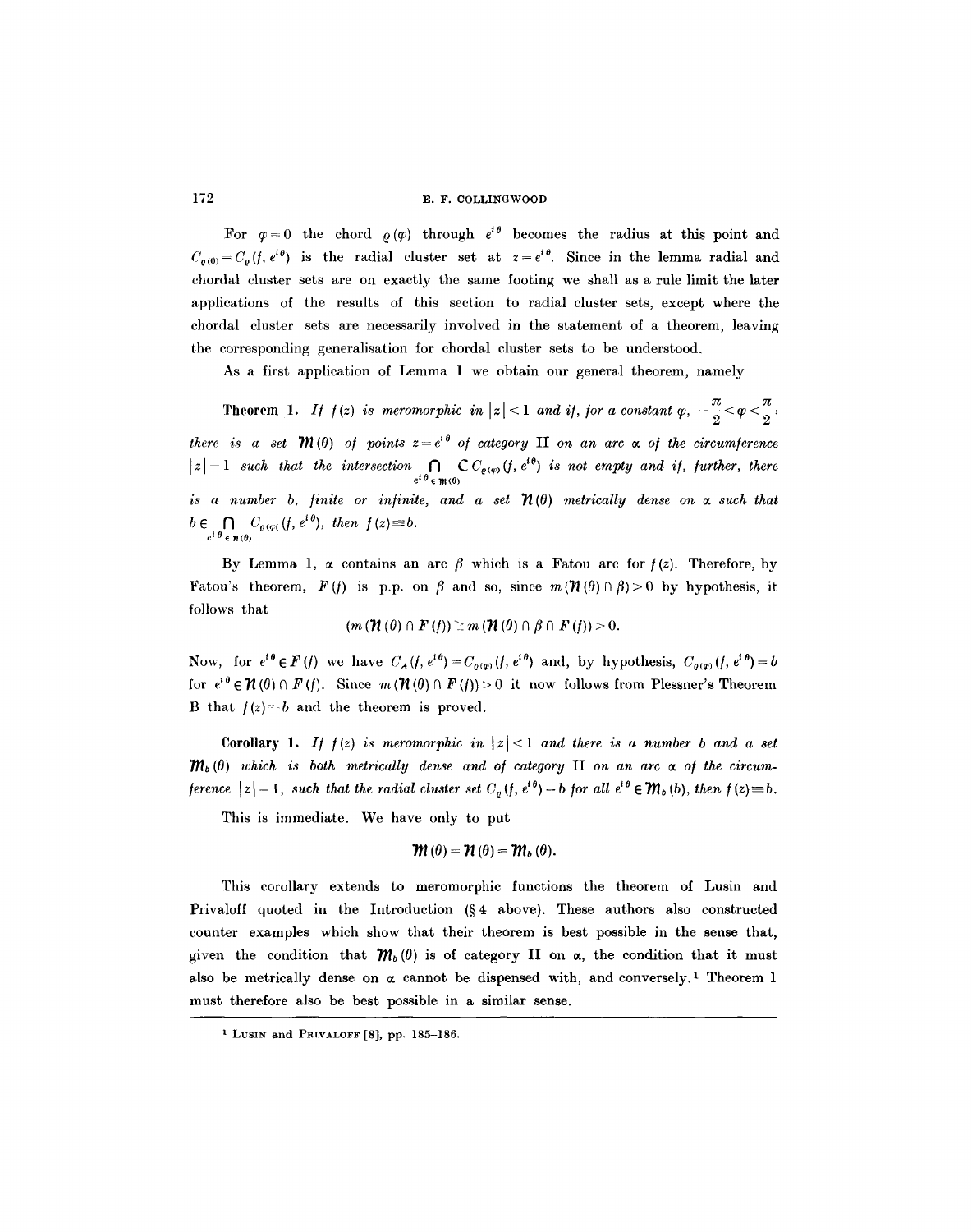For $\varphi = 0$ the chord $\varrho(\varphi)$ through $e^{i\theta}$ becomes the radius at this point and $C_{\varrho(0)} = C_\varrho(f, e^{i\theta})$ is the radial cluster set at $z = e^{i\theta}$. Since in the lemma radial and chordal cluster sets are on exactly the same footing we shall as a rule limit the later applications of the results of this section to radial cluster sets, except where the chordal cluster sets are necessarily involved in the statement of a theorem, leaving the corresponding generalisation for chordal cluster sets to be understood.

As a first application of Lemma 1 we obtain our general theorem, namely

**Theorem 1.** *If $f(z)$ is meromorphic in $|z| < 1$ and if, for a constant $\varphi$, $-\frac{\pi}{2} < \varphi < \frac{\pi}{2}$, there is a set $\mathfrak{M}(\theta)$ of points $z = e^{i\theta}$ of category* II *on an arc $\alpha$ of the circumference $|z| = 1$ such that the intersection $\bigcap_{e^{i\theta} \in \mathfrak{M}(\theta)} C\, C_{\varrho(\varphi)}(f, e^{i\theta})$ is not empty and if, further, there is a number $b$, finite or infinite, and a set $\mathfrak{N}(\theta)$ metrically dense on $\alpha$ such that $b \in \bigcap_{e^{i\theta} \in \mathfrak{N}(\theta)} C_{\varrho(\varphi)}(f, e^{i\theta})$, then $f(z) \equiv b$.*

By Lemma 1, $\alpha$ contains an arc $\beta$ which is a Fatou arc for $f(z)$. Therefore, by Fatou's theorem, $F(f)$ is p.p. on $\beta$ and so, since $m(\mathfrak{N}(\theta) \cap \beta) > 0$ by hypothesis, it follows that

$$(m(\mathfrak{N}(\theta) \cap F(f)) \geq m(\mathfrak{N}(\theta) \cap \beta \cap F(f)) > 0.$$

Now, for $e^{i\theta} \in F(f)$ we have $C_A(f, e^{i\theta}) = C_{\varrho(\varphi)}(f, e^{i\theta})$ and, by hypothesis, $C_{\varrho(\varphi)}(f, e^{i\theta}) = b$ for $e^{i\theta} \in \mathfrak{N}(\theta) \cap F(f)$. Since $m(\mathfrak{N}(\theta) \cap F(f)) > 0$ it now follows from Plessner's Theorem B that $f(z) \equiv b$ and the theorem is proved.

**Corollary 1.** *If $f(z)$ is meromorphic in $|z| < 1$ and there is a number $b$ and a set $\mathfrak{M}_b(\theta)$ which is both metrically dense and of category* II *on an arc $\alpha$ of the circumference $|z| = 1$, such that the radial cluster set $C_\varrho(f, e^{i\theta}) = b$ for all $e^{i\theta} \in \mathfrak{M}_b(b)$, then $f(z) \equiv b$.*

This is immediate. We have only to put

$$\mathfrak{M}(\theta) = \mathfrak{N}(\theta) = \mathfrak{M}_b(\theta).$$

This corollary extends to meromorphic functions the theorem of Lusin and Privaloff quoted in the Introduction (§ 4 above). These authors also constructed counter examples which show that their theorem is best possible in the sense that, given the condition that $\mathfrak{M}_b(\theta)$ is of category II on $\alpha$, the condition that it must also be metrically dense on $\alpha$ cannot be dispensed with, and conversely.[1] Theorem 1 must therefore also be best possible in a similar sense.

[1] LUSIN and PRIVALOFF [8], pp. 185–186.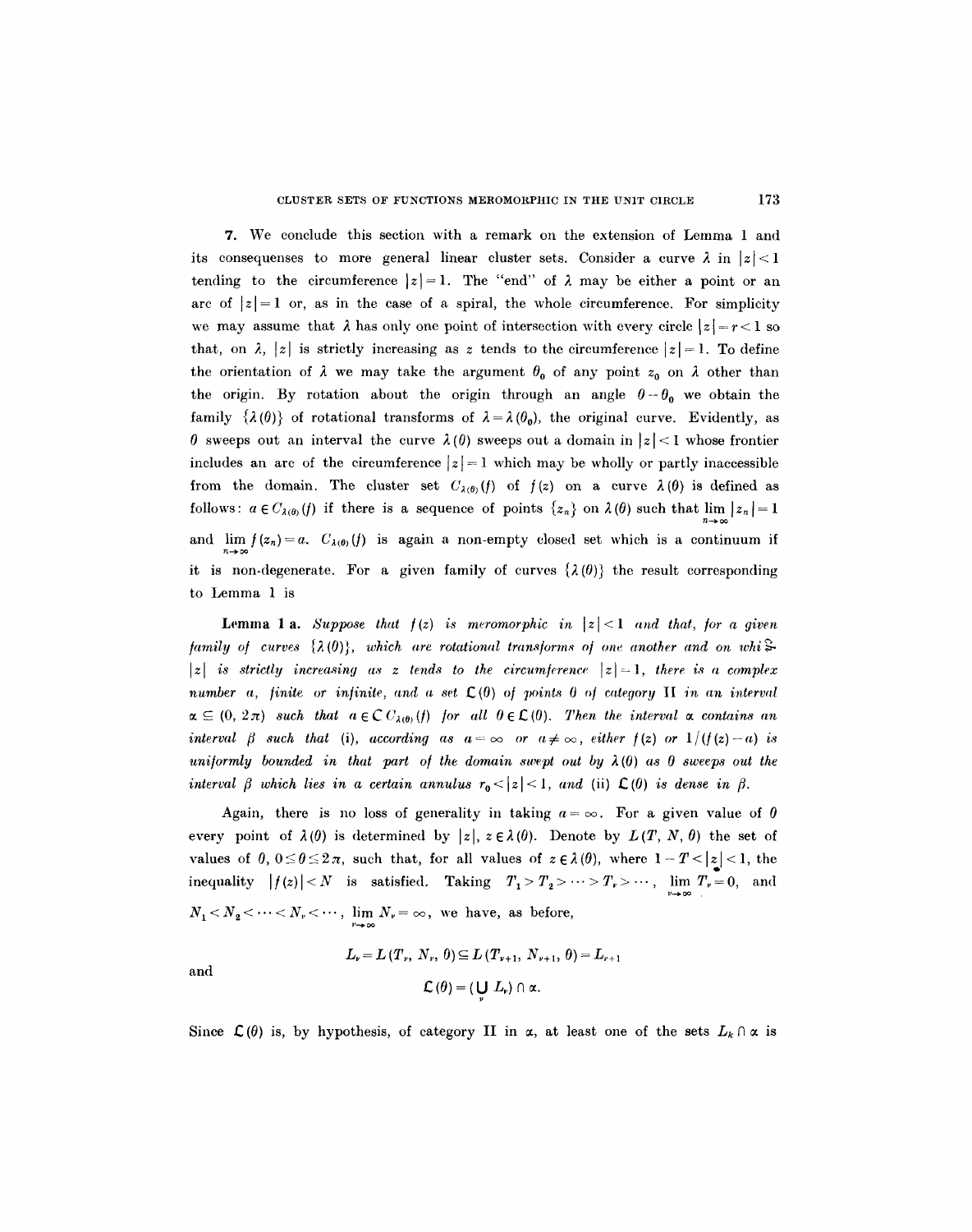**7.** We conclude this section with a remark on the extension of Lemma 1 and its consequenses to more general linear cluster sets. Consider a curve $\lambda$ in $|z|<1$ tending to the circumference $|z|=1$. The "end" of $\lambda$ may be either a point or an arc of $|z|=1$ or, as in the case of a spiral, the whole circumference. For simplicity we may assume that $\lambda$ has only one point of intersection with every circle $|z|=r<1$ so that, on $\lambda$, $|z|$ is strictly increasing as $z$ tends to the circumference $|z|=1$. To define the orientation of $\lambda$ we may take the argument $\theta_0$ of any point $z_0$ on $\lambda$ other than the origin. By rotation about the origin through an angle $\theta-\theta_0$ we obtain the family $\{\lambda(\theta)\}$ of rotational transforms of $\lambda=\lambda(\theta_0)$, the original curve. Evidently, as $\theta$ sweeps out an interval the curve $\lambda(\theta)$ sweeps out a domain in $|z|<1$ whose frontier includes an arc of the circumference $|z|=1$ which may be wholly or partly inaccessible from the domain. The cluster set $C_{\lambda(\theta)}(f)$ of $f(z)$ on a curve $\lambda(\theta)$ is defined as follows: $a \in C_{\lambda(\theta)}(f)$ if there is a sequence of points $\{z_n\}$ on $\lambda(\theta)$ such that $\lim_{n\to\infty}|z_n|=1$ and $\lim_{n\to\infty} f(z_n)=a$. $C_{\lambda(\theta)}(f)$ is again a non-empty closed set which is a continuum if it is non-degenerate. For a given family of curves $\{\lambda(\theta)\}$ the result corresponding to Lemma 1 is

**Lemma 1 a.** *Suppose that $f(z)$ is meromorphic in $|z|<1$ and that, for a given family of curves $\{\lambda(\theta)\}$, which are rotational transforms of one another and on which $|z|$ is strictly increasing as $z$ tends to the circumference $|z|=1$, there is a complex number $a$, finite or infinite, and a set $\mathfrak{L}(\theta)$ of points $\theta$ of category* II *in an interval $\alpha \subseteq (0, 2\pi)$ such that $a \in \complement C_{\lambda(\theta)}(f)$ for all $\theta \in \mathfrak{L}(\theta)$. Then the interval $\alpha$ contains an interval $\beta$ such that (i), according as $a=\infty$ or $a\neq\infty$, either $f(z)$ or $1/(f(z)-a)$ is uniformly bounded in that part of the domain swept out by $\lambda(\theta)$ as $\theta$ sweeps out the interval $\beta$ which lies in a certain annulus $r_0<|z|<1$, and (ii) $\mathfrak{L}(\theta)$ is dense in $\beta$.*

Again, there is no loss of generality in taking $a=\infty$. For a given value of $\theta$ every point of $\lambda(\theta)$ is determined by $|z|$, $z \in \lambda(\theta)$. Denote by $L(T, N, \theta)$ the set of values of $\theta$, $0 \leq \theta \leq 2\pi$, such that, for all values of $z \in \lambda(\theta)$, where $1-T<|z|<1$, the inequality $|f(z)|<N$ is satisfied. Taking $T_1>T_2>\cdots>T_\nu>\cdots$, $\lim_{\nu\to\infty} T_\nu=0$, and $N_1<N_2<\cdots<N_\nu<\cdots$, $\lim_{\nu\to\infty} N_\nu=\infty$, we have, as before,

$$L_\nu = L(T_\nu, N_\nu, \theta) \subseteq L(T_{\nu+1}, N_{\nu+1}, \theta) = L_{\nu+1}$$

and

$$\mathfrak{L}(\theta) = (\bigcup_\nu L_\nu) \cap \alpha.$$

Since $\mathfrak{L}(\theta)$ is, by hypothesis, of category II in $\alpha$, at least one of the sets $L_k \cap \alpha$ is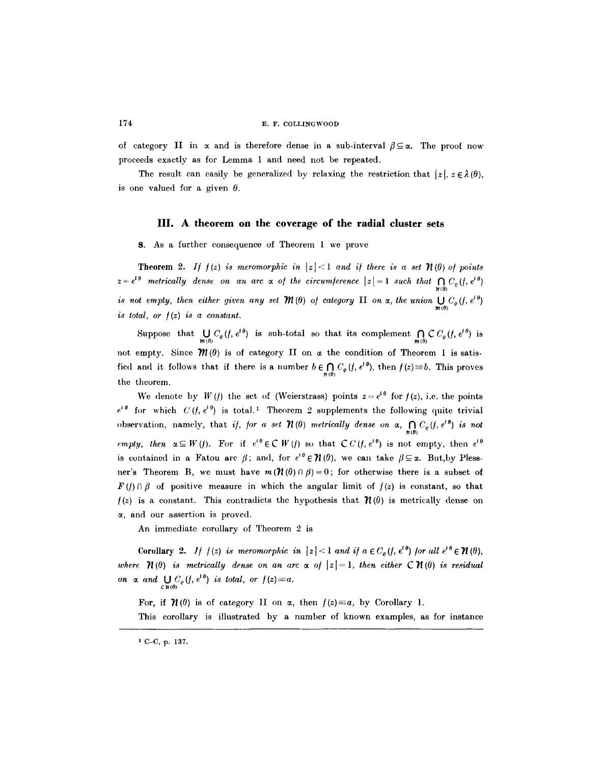of category II in $\alpha$ and is therefore dense in a sub-interval $\beta \subseteq \alpha$. The proof now proceeds exactly as for Lemma 1 and need not be repeated.

The result can easily be generalized by relaxing the restriction that $|z|$, $z \in \lambda(\theta)$, is one valued for a given $\theta$.

## III. A theorem on the coverage of the radial cluster sets

**8.** As a further consequence of Theorem 1 we prove

**Theorem 2.** *If $f(z)$ is meromorphic in $|z|<1$ and if there is a set $\mathcal{N}(\theta)$ of points $z=e^{i\theta}$ metrically dense on an arc $\alpha$ of the circumference $|z|=1$ such that $\bigcap_{\mathcal{N}(\theta)} C_\varrho(f, e^{i\theta})$ is not empty, then either given any set $\mathcal{M}(\theta)$ of category* II *on $\alpha$, the union $\bigcup_{\mathcal{M}(\theta)} C_\varrho(f, e^{i\theta})$ is total, or $f(z)$ is a constant.*

Suppose that $\bigcup_{\mathcal{M}(\theta)} C_\varrho(f, e^{i\theta})$ is sub-total so that its complement $\bigcap_{\mathcal{M}(\theta)} \complement\, C_\varrho(f, e^{i\theta})$ is not empty. Since $\mathcal{M}(\theta)$ is of category II on $\alpha$ the condition of Theorem 1 is satisfied and it follows that if there is a number $b \in \bigcap_{\mathcal{N}(\theta)} C_\varrho(f, e^{i\theta})$, then $f(z) \equiv b$. This proves the theorem.

We denote by $W(f)$ the set of (Weierstrass) points $z=e^{i\theta}$ for $f(z)$, i.e. the points $e^{i\theta}$ for which $C(f, e^{i\theta})$ is total.[1] Theorem 2 supplements the following quite trivial observation, namely, that *if, for a set $\mathcal{N}(\theta)$ metrically dense on $\alpha$, $\bigcap_{\mathcal{N}(\theta)} C_\varrho(f, e^{i\theta})$ is not empty, then $\alpha \subseteq W(f)$.* For if $e^{i\theta} \in \complement\, W(f)$ so that $\complement\, C(f, e^{i\theta})$ is not empty, then $e^{i\theta}$ is contained in a Fatou arc $\beta$; and, for $e^{i\theta} \in \mathcal{N}(\theta)$, we can take $\beta \subseteq \alpha$. But, by Plessner's Theorem B, we must have $m(\mathcal{N}(\theta) \cap \beta)=0$; for otherwise there is a subset of $F(f) \cap \beta$ of positive measure in which the angular limit of $f(z)$ is constant, so that $f(z)$ is a constant. This contradicts the hypothesis that $\mathcal{N}(\theta)$ is metrically dense on $\alpha$, and our assertion is proved.

An immediate corollary of Theorem 2 is

**Corollary 2.** *If $f(z)$ is meromorphic in $|z|<1$ and if $a \in C_\varrho(f, e^{i\theta})$ for all $e^{i\theta} \in \mathcal{N}(\theta)$, where $\mathcal{N}(\theta)$ is metrically dense on an arc $\alpha$ of $|z|=1$, then either $\complement\, \mathcal{N}(\theta)$ is residual on $\alpha$ and $\bigcup_{\complement \mathcal{N}(\theta)} C_\varrho(f, e^{i\theta})$ is total, or $f(z) \equiv a$.*

For, if $\mathcal{N}(\theta)$ is of category II on $\alpha$, then $f(z) \equiv a$, by Corollary 1.

This corollary is illustrated by a number of known examples, as for instance

[1] C–C, p. 137.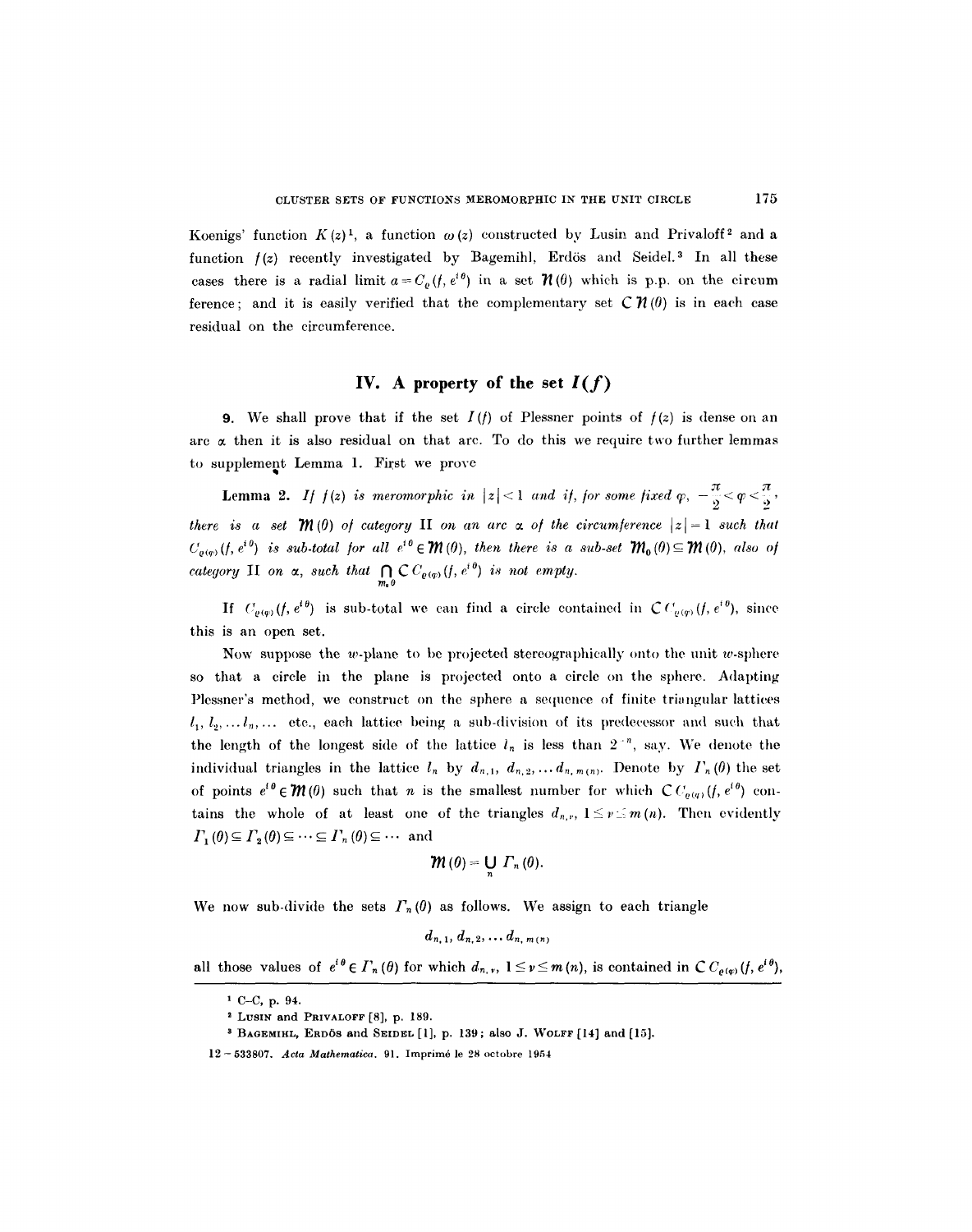Koenigs' function $K(z)$[1], a function $\omega(z)$ constructed by Lusin and Privaloff[2] and a function $f(z)$ recently investigated by Bagemihl, Erdös and Seidel.[3] In all these cases there is a radial limit $a = C_\varrho(f, e^{i\theta})$ in a set $\mathfrak{N}(\theta)$ which is p.p. on the circumference; and it is easily verified that the complementary set $\complement\mathfrak{N}(\theta)$ is in each case residual on the circumference.

## IV. A property of the set $I(f)$

**9.** We shall prove that if the set $I(f)$ of Plessner points of $f(z)$ is dense on an arc $\alpha$ then it is also residual on that arc. To do this we require two further lemmas to supplement Lemma 1. First we prove

**Lemma 2.** *If $f(z)$ is meromorphic in $|z| < 1$ and if, for some fixed $\varphi$, $-\frac{\pi}{2} < \varphi < \frac{\pi}{2}$, there is a set $\mathfrak{M}(\theta)$ of category II on an arc $\alpha$ of the circumference $|z| = 1$ such that $C_{\varrho(\varphi)}(f, e^{i\theta})$ is sub-total for all $e^{i\theta} \in \mathfrak{M}(\theta)$, then there is a sub-set $\mathfrak{M}_0(\theta) \subseteq \mathfrak{M}(\theta)$, also of category II on $\alpha$, such that $\bigcap_{\mathfrak{M}_0\theta} \complement C_{\varrho(\varphi)}(f, e^{i\theta})$ is not empty.*

If $C_{\varrho(\varphi)}(f, e^{i\theta})$ is sub-total we can find a circle contained in $\complement C_{\varrho(\varphi)}(f, e^{i\theta})$, since this is an open set.

Now suppose the $w$-plane to be projected stereographically onto the unit $w$-sphere so that a circle in the plane is projected onto a circle on the sphere. Adapting Plessner's method, we construct on the sphere a sequence of finite triangular lattices $l_1, l_2, \ldots l_n, \ldots$ etc., each lattice being a sub-division of its predecessor and such that the length of the longest side of the lattice $l_n$ is less than $2^{-n}$, say. We denote the individual triangles in the lattice $l_n$ by $d_{n,1}, d_{n,2}, \ldots d_{n,m(n)}$. Denote by $\Gamma_n(\theta)$ the set of points $e^{i\theta} \in \mathfrak{M}(\theta)$ such that $n$ is the smallest number for which $\complement C_{\varrho(\varphi)}(f, e^{i\theta})$ contains the whole of at least one of the triangles $d_{n,\nu}$, $1 \leq \nu \leq m(n)$. Then evidently $\Gamma_1(\theta) \subseteq \Gamma_2(\theta) \subseteq \cdots \subseteq \Gamma_n(\theta) \subseteq \cdots$ and

$$\mathfrak{M}(\theta) = \bigcup_n \Gamma_n(\theta).$$

We now sub-divide the sets $\Gamma_n(\theta)$ as follows. We assign to each triangle

$$d_{n,1}, d_{n,2}, \ldots d_{n,m(n)}$$

all those values of $e^{i\theta} \in \Gamma_n(\theta)$ for which $d_{n,\nu}$, $1 \leq \nu \leq m(n)$, is contained in $\complement C_{\varrho(\varphi)}(f, e^{i\theta})$,

---

[1] C–C, p. 94.

[2] Lusin and Privaloff [8], p. 189.

[3] Bagemihl, Erdös and Seidel [1], p. 139; also J. Wolff [14] and [15].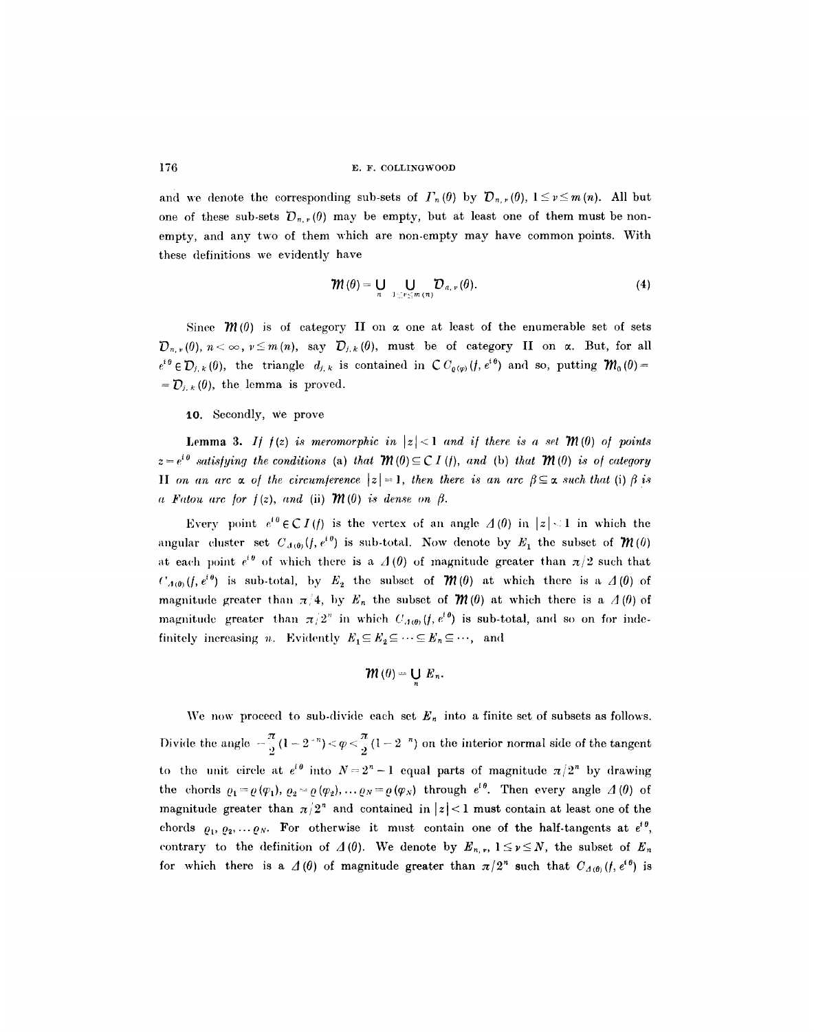and we denote the corresponding sub-sets of $\Gamma_n(\theta)$ by $\mathcal{D}_{n,\nu}(\theta)$, $1 \leq \nu \leq m(n)$. All but one of these sub-sets $\mathcal{D}_{n,\nu}(\theta)$ may be empty, but at least one of them must be non-empty, and any two of them which are non-empty may have common points. With these definitions we evidently have

$$\mathfrak{M}(\theta) = \bigcup_n \bigcup_{1 \leq \nu \leq m(n)} \mathcal{D}_{n,\nu}(\theta). \tag{4}$$

Since $\mathfrak{M}(\theta)$ is of category II on $\alpha$ one at least of the enumerable set of sets $\mathcal{D}_{n,\nu}(\theta)$, $n < \infty$, $\nu \leq m(n)$, say $\mathcal{D}_{j,k}(\theta)$, must be of category II on $\alpha$. But, for all $e^{i\theta} \in \mathcal{D}_{j,k}(\theta)$, the triangle $d_{j,k}$ is contained in $\complement\, C_{\varrho(\varphi)}(f, e^{i\theta})$ and so, putting $\mathfrak{M}_0(\theta) = \mathcal{D}_{j,k}(\theta)$, the lemma is proved.

**10.** Secondly, we prove

**Lemma 3.** *If $f(z)$ is meromorphic in $|z| < 1$ and if there is a set $\mathfrak{M}(\theta)$ of points $z = e^{i\theta}$ satisfying the conditions* (a) *that $\mathfrak{M}(\theta) \subseteq \complement\, I(f)$, and* (b) *that $\mathfrak{M}(\theta)$ is of category* II *on an arc $\alpha$ of the circumference $|z| = 1$, then there is an arc $\beta \subseteq \alpha$ such that* (i) *$\beta$ is a Fatou arc for $f(z)$, and* (ii) *$\mathfrak{M}(\theta)$ is dense on $\beta$.*

Every point $e^{i\theta} \in \complement\, I(f)$ is the vertex of an angle $\Delta(\theta)$ in $|z| < 1$ in which the angular cluster set $C_{\Delta(\theta)}(f, e^{i\theta})$ is sub-total. Now denote by $E_1$ the subset of $\mathfrak{M}(\theta)$ at each point $e^{i\theta}$ of which there is a $\Delta(\theta)$ of magnitude greater than $\pi/2$ such that $C_{\Delta(\theta)}(f, e^{i\theta})$ is sub-total, by $E_2$ the subset of $\mathfrak{M}(\theta)$ at which there is a $\Delta(\theta)$ of magnitude greater than $\pi/4$, by $E_n$ the subset of $\mathfrak{M}(\theta)$ at which there is a $\Delta(\theta)$ of magnitude greater than $\pi/2^n$ in which $C_{\Delta(\theta)}(f, e^{i\theta})$ is sub-total, and so on for indefinitely increasing $n$. Evidently $E_1 \subseteq E_2 \subseteq \cdots \subseteq E_n \subseteq \cdots$, and

$$\mathfrak{M}(\theta) = \bigcup_n E_n.$$

We now proceed to sub-divide each set $E_n$ into a finite set of subsets as follows. Divide the angle $-\frac{\pi}{2}(1 - 2^{-n}) < \varphi < \frac{\pi}{2}(1 - 2^{-n})$ on the interior normal side of the tangent to the unit circle at $e^{i\theta}$ into $N = 2^n - 1$ equal parts of magnitude $\pi/2^n$ by drawing the chords $\varrho_1 = \varrho(\varphi_1)$, $\varrho_2 = \varrho(\varphi_2)$, $\ldots \varrho_N = \varrho(\varphi_N)$ through $e^{i\theta}$. Then every angle $\Delta(\theta)$ of magnitude greater than $\pi/2^n$ and contained in $|z| < 1$ must contain at least one of the chords $\varrho_1, \varrho_2, \ldots \varrho_N$. For otherwise it must contain one of the half-tangents at $e^{i\theta}$, contrary to the definition of $\Delta(\theta)$. We denote by $E_{n,\nu}$, $1 \leq \nu \leq N$, the subset of $E_n$ for which there is a $\Delta(\theta)$ of magnitude greater than $\pi/2^n$ such that $C_{\Delta(\theta)}(f, e^{i\theta})$ is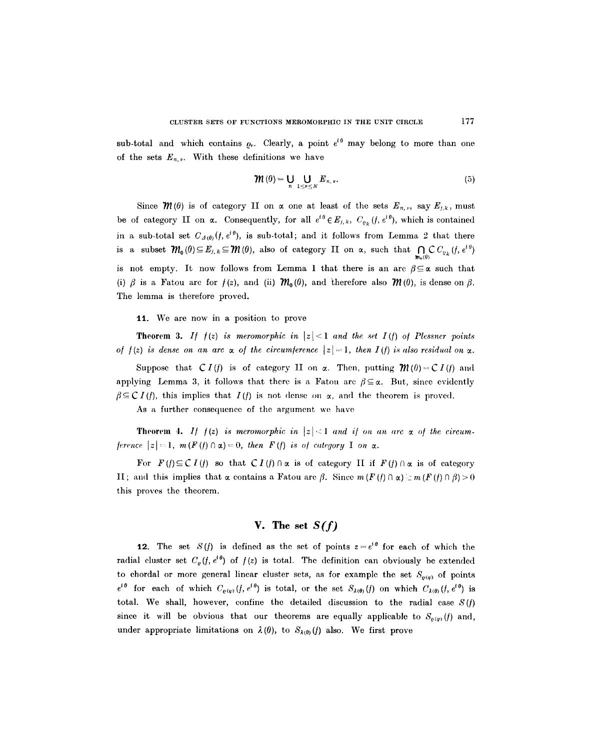sub-total and which contains $\varrho_\nu$. Clearly, a point $e^{i\theta}$ may belong to more than one of the sets $E_{n,\nu}$. With these definitions we have

$$\mathfrak{M}(\theta) = \bigcup_{n} \bigcup_{1 \leq \nu \leq N} E_{n,\nu}. \tag{5}$$

Since $\mathfrak{M}(\theta)$ is of category II on $\alpha$ one at least of the sets $E_{n,\nu}$, say $E_{j,k}$, must be of category II on $\alpha$. Consequently, for all $e^{i\theta} \in E_{j,k}$, $C_{\varrho_k}(f, e^{i\theta})$, which is contained in a sub-total set $C_{\Delta(\theta)}(f, e^{i\theta})$, is sub-total; and it follows from Lemma 2 that there is a subset $\mathfrak{M}_0(\theta) \subseteq E_{j,k} \subseteq \mathfrak{M}(\theta)$, also of category II on $\alpha$, such that $\bigcap_{\mathfrak{M}_0(\theta)} \complement C_{\varrho_k}(f, e^{i\theta})$ is not empty. It now follows from Lemma 1 that there is an arc $\beta \subseteq \alpha$ such that (i) $\beta$ is a Fatou arc for $f(z)$, and (ii) $\mathfrak{M}_0(\theta)$, and therefore also $\mathfrak{M}(\theta)$, is dense on $\beta$. The lemma is therefore proved.

**11.** We are now in a position to prove

**Theorem 3.** *If $f(z)$ is meromorphic in $|z| < 1$ and the set $I(f)$ of Plessner points of $f(z)$ is dense on an arc $\alpha$ of the circumference $|z| = 1$, then $I(f)$ is also residual on $\alpha$.*

Suppose that $\complement I(f)$ is of category II on $\alpha$. Then, putting $\mathfrak{M}(\theta) = \complement I(f)$ and applying Lemma 3, it follows that there is a Fatou arc $\beta \subseteq \alpha$. But, since evidently $\beta \subseteq \complement I(f)$, this implies that $I(f)$ is not dense on $\alpha$, and the theorem is proved.

As a further consequence of the argument we have

**Theorem 4.** *If $f(z)$ is meromorphic in $|z| < 1$ and if on an arc $\alpha$ of the circumference $|z| = 1$, $m(F(f) \cap \alpha) = 0$, then $F(f)$ is of category I on $\alpha$.*

For $F(f) \subseteq \complement I(f)$ so that $\complement I(f) \cap \alpha$ is of category II if $F(f) \cap \alpha$ is of category II; and this implies that $\alpha$ contains a Fatou arc $\beta$. Since $m(F(f) \cap \alpha) \geq m(F(f) \cap \beta) > 0$ this proves the theorem.

## V. The set $S(f)$

**12.** The set $S(f)$ is defined as the set of points $z = e^{i\theta}$ for each of which the radial cluster set $C_\varrho(f, e^{i\theta})$ of $f(z)$ is total. The definition can obviously be extended to chordal or more general linear cluster sets, as for example the set $S_{\varrho(\varphi)}$ of points $e^{i\theta}$ for each of which $C_{\varrho(\varphi)}(f, e^{i\theta})$ is total, or the set $S_{\lambda(\theta)}(f)$ on which $C_{\lambda(\theta)}(f, e^{i\theta})$ is total. We shall, however, confine the detailed discussion to the radial case $S(f)$ since it will be obvious that our theorems are equally applicable to $S_{\varrho(\varphi)}(f)$ and, under appropriate limitations on $\lambda(\theta)$, to $S_{\lambda(\theta)}(f)$ also. We first prove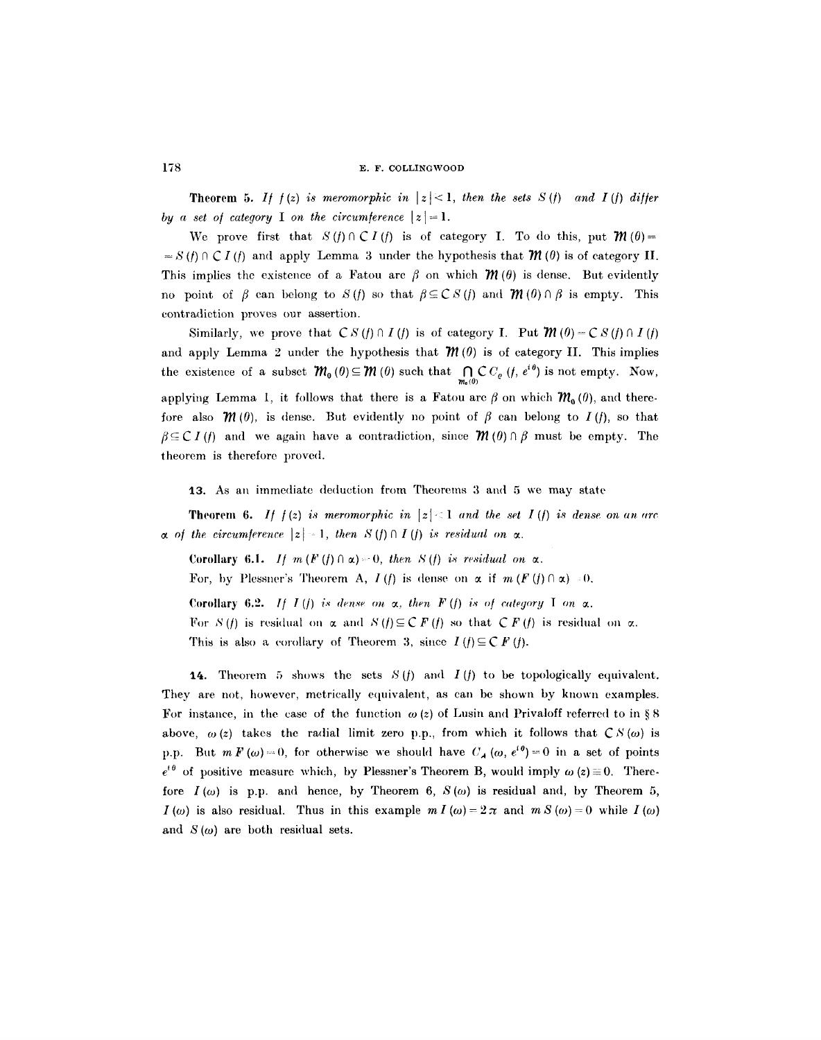**Theorem 5.** *If $f(z)$ is meromorphic in $|z|<1$, then the sets $S(f)$ and $I(f)$ differ by a set of category* I *on the circumference $|z|=1$.*

We prove first that $S(f) \cap \complement I(f)$ is of category I. To do this, put $\mathfrak{M}(\theta) = S(f) \cap \complement I(f)$ and apply Lemma 3 under the hypothesis that $\mathfrak{M}(\theta)$ is of category II. This implies the existence of a Fatou arc $\beta$ on which $\mathfrak{M}(\theta)$ is dense. But evidently no point of $\beta$ can belong to $S(f)$ so that $\beta \subseteq \complement S(f)$ and $\mathfrak{M}(\theta) \cap \beta$ is empty. This contradiction proves our assertion.

Similarly, we prove that $\complement S(f) \cap I(f)$ is of category I. Put $\mathfrak{M}(\theta) = \complement S(f) \cap I(f)$ and apply Lemma 2 under the hypothesis that $\mathfrak{M}(\theta)$ is of category II. This implies the existence of a subset $\mathfrak{M}_0(\theta) \subseteq \mathfrak{M}(\theta)$ such that $\bigcap_{\mathfrak{M}_0(\theta)} \complement C_\varrho(f, e^{i\theta})$ is not empty. Now, applying Lemma 1, it follows that there is a Fatou arc $\beta$ on which $\mathfrak{M}_0(\theta)$, and therefore also $\mathfrak{M}(\theta)$, is dense. But evidently no point of $\beta$ can belong to $I(f)$, so that $\beta \subseteq \complement I(f)$ and we again have a contradiction, since $\mathfrak{M}(\theta) \cap \beta$ must be empty. The theorem is therefore proved.

**13.** As an immediate deduction from Theorems 3 and 5 we may state

**Theorem 6.** *If $f(z)$ is meromorphic in $|z|<1$ and the set $I(f)$ is dense on an arc $\alpha$ of the circumference $|z|=1$, then $S(f) \cap I(f)$ is residual on $\alpha$.*

**Corollary 6.1.** *If $m(F(f) \cap \alpha) = 0$, then $S(f)$ is residual on $\alpha$.*

For, by Plessner's Theorem A, $I(f)$ is dense on $\alpha$ if $m(F(f) \cap \alpha) = 0$.

**Corollary 6.2.** *If $I(f)$ is dense on $\alpha$, then $F(f)$ is of category* I *on $\alpha$.*

For $S(f)$ is residual on $\alpha$ and $S(f) \subseteq \complement F(f)$ so that $\complement F(f)$ is residual on $\alpha$. This is also a corollary of Theorem 3, since $I(f) \subseteq \complement F(f)$.

**14.** Theorem 5 shows the sets $S(f)$ and $I(f)$ to be topologically equivalent. They are not, however, metrically equivalent, as can be shown by known examples. For instance, in the case of the function $\omega(z)$ of Lusin and Privaloff referred to in § 8 above, $\omega(z)$ takes the radial limit zero p.p., from which it follows that $\complement S(\omega)$ is p.p. But $m F(\omega) = 0$, for otherwise we should have $C_\Delta(\omega, e^{i\theta}) = 0$ in a set of points $e^{i\theta}$ of positive measure which, by Plessner's Theorem B, would imply $\omega(z) \equiv 0$. Therefore $I(\omega)$ is p.p. and hence, by Theorem 6, $S(\omega)$ is residual and, by Theorem 5, $I(\omega)$ is also residual. Thus in this example $m I(\omega) = 2\pi$ and $m S(\omega) = 0$ while $I(\omega)$ and $S(\omega)$ are both residual sets.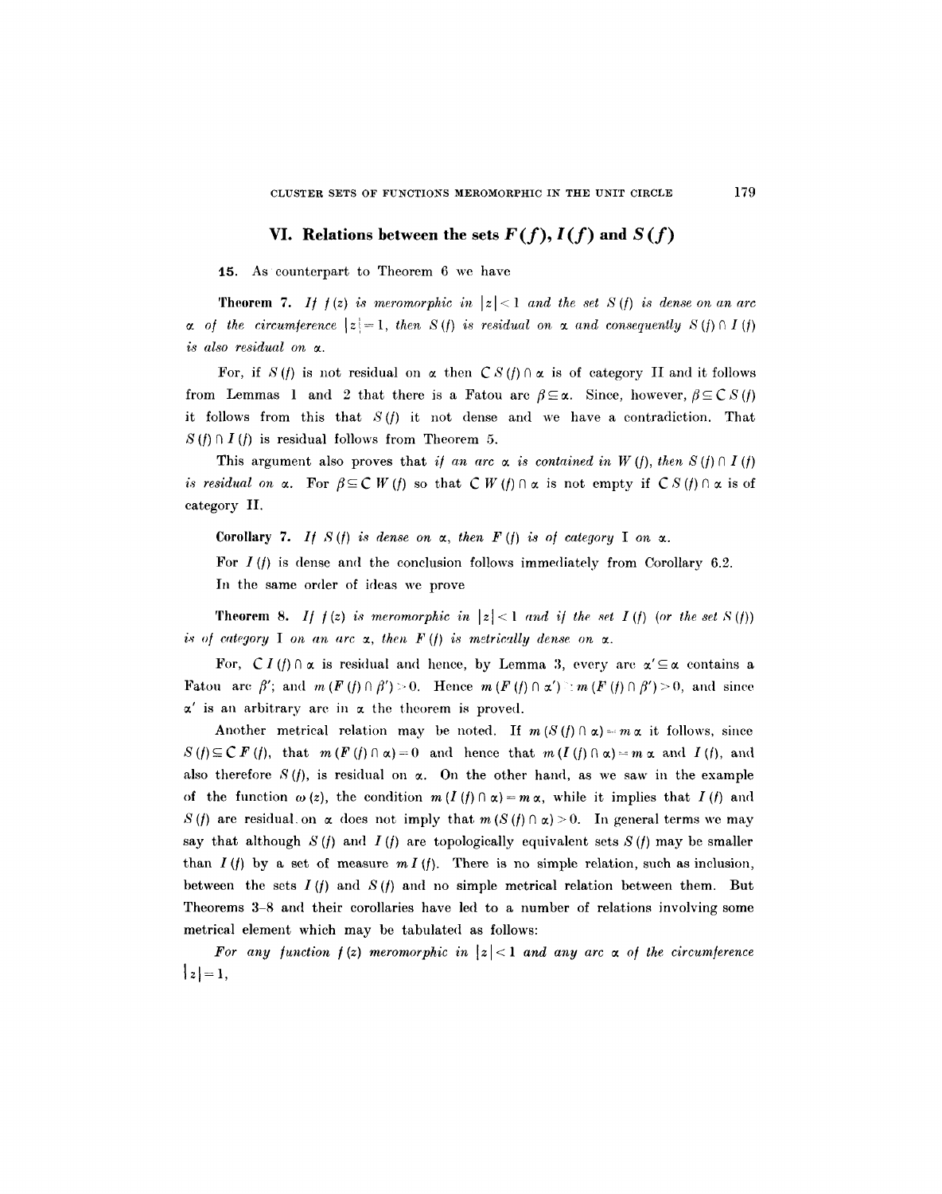## VI. Relations between the sets $F(f)$, $I(f)$ and $S(f)$

**15.** As counterpart to Theorem 6 we have

**Theorem 7.** *If $f(z)$ is meromorphic in $|z|<1$ and the set $S(f)$ is dense on an arc $\alpha$ of the circumference $|z|=1$, then $S(f)$ is residual on $\alpha$ and consequently $S(f) \cap I(f)$ is also residual on $\alpha$.*

For, if $S(f)$ is not residual on $\alpha$ then $\complement S(f) \cap \alpha$ is of category II and it follows from Lemmas 1 and 2 that there is a Fatou arc $\beta \subseteq \alpha$. Since, however, $\beta \subseteq \complement S(f)$ it follows from this that $S(f)$ it not dense and we have a contradiction. That $S(f) \cap I(f)$ is residual follows from Theorem 5.

This argument also proves that *if an arc $\alpha$ is contained in $W(f)$, then $S(f) \cap I(f)$ is residual on $\alpha$.* For $\beta \subseteq \complement W(f)$ so that $\complement W(f) \cap \alpha$ is not empty if $\complement S(f) \cap \alpha$ is of category II.

**Corollary 7.** *If $S(f)$ is dense on $\alpha$, then $F(f)$ is of category* I *on $\alpha$.*

For $I(f)$ is dense and the conclusion follows immediately from Corollary 6.2.

In the same order of ideas we prove

**Theorem 8.** *If $f(z)$ is meromorphic in $|z|<1$ and if the set $I(f)$ (or the set $S(f)$) is of category* I *on an arc $\alpha$, then $F(f)$ is metrically dense on $\alpha$.*

For, $\complement I(f) \cap \alpha$ is residual and hence, by Lemma 3, every arc $\alpha' \subseteq \alpha$ contains a Fatou arc $\beta'$; and $m(F(f) \cap \beta') > 0$. Hence $m(F(f) \cap \alpha') \geq m(F(f) \cap \beta') > 0$, and since $\alpha'$ is an arbitrary arc in $\alpha$ the theorem is proved.

Another metrical relation may be noted. If $m(S(f) \cap \alpha) = m\,\alpha$ it follows, since $S(f) \subseteq \complement F(f)$, that $m(F(f) \cap \alpha) = 0$ and hence that $m(I(f) \cap \alpha) = m\,\alpha$ and $I(f)$, and also therefore $S(f)$, is residual on $\alpha$. On the other hand, as we saw in the example of the function $\omega(z)$, the condition $m(I(f) \cap \alpha) = m\,\alpha$, while it implies that $I(f)$ and $S(f)$ are residual on $\alpha$ does not imply that $m(S(f) \cap \alpha) > 0$. In general terms we may say that although $S(f)$ and $I(f)$ are topologically equivalent sets $S(f)$ may be smaller than $I(f)$ by a set of measure $m\,I(f)$. There is no simple relation, such as inclusion, between the sets $I(f)$ and $S(f)$ and no simple metrical relation between them. But Theorems 3–8 and their corollaries have led to a number of relations involving some metrical element which may be tabulated as follows:

*For any function $f(z)$ meromorphic in $|z|<1$ and any arc $\alpha$ of the circumference $|z|=1$,*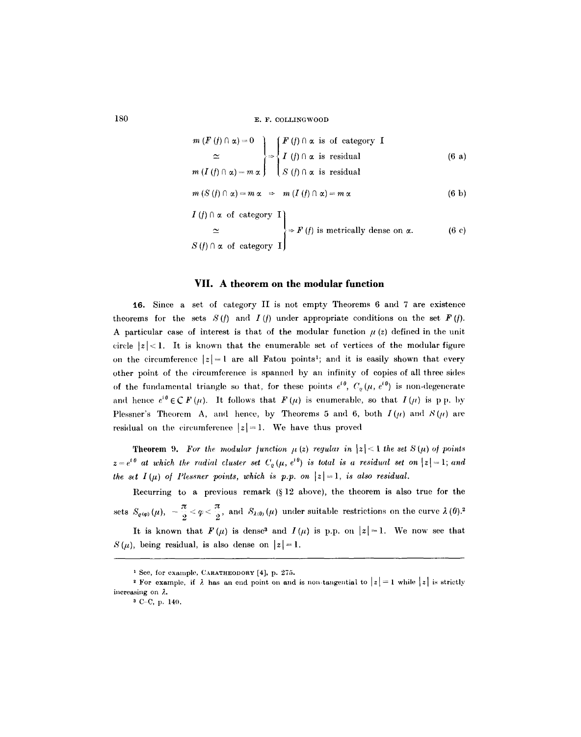$$
\left.\begin{array}{c} m(F(f) \cap \alpha) = 0 \\ \simeq \\ m(I(f) \cap \alpha) = m\,\alpha \end{array}\right\} \Rightarrow \left\{\begin{array}{l} F(f) \cap \alpha \text{ is of category I} \\ I(f) \cap \alpha \text{ is residual} \\ S(f) \cap \alpha \text{ is residual} \end{array}\right. \tag{6 a}
$$

$$
m(S(f) \cap \alpha) = m\,\alpha \;\Rightarrow\; m(I(f) \cap \alpha) = m\,\alpha \tag{6 b}
$$

$$
\left.\begin{array}{c} I(f) \cap \alpha \text{ of category I} \\ \simeq \\ S(f) \cap \alpha \text{ of category I} \end{array}\right\} \Rightarrow F(f) \text{ is metrically dense on } \alpha. \tag{6 c}
$$

## VII. A theorem on the modular function

**16.** Since a set of category II is not empty Theorems 6 and 7 are existence theorems for the sets $S(f)$ and $I(f)$ under appropriate conditions on the set $F(f)$. A particular case of interest is that of the modular function $\mu(z)$ defined in the unit circle $|z| < 1$. It is known that the enumerable set of vertices of the modular figure on the circumference $|z| = 1$ are all Fatou points[1]; and it is easily shown that every other point of the circumference is spanned by an infinity of copies of all three sides of the fundamental triangle so that, for these points $e^{i\theta}$, $C_\varrho(\mu, e^{i\theta})$ is non-degenerate and hence $e^{i\theta} \in \complement F(\mu)$. It follows that $F(\mu)$ is enumerable, so that $I(\mu)$ is p.p. by Plessner's Theorem A, and hence, by Theorems 5 and 6, both $I(\mu)$ and $S(\mu)$ are residual on the circumference $|z| = 1$. We have thus proved

**Theorem 9.** *For the modular function $\mu(z)$ regular in $|z| < 1$ the set $S(\mu)$ of points $z = e^{i\theta}$ at which the radial cluster set $C_\varrho(\mu, e^{i\theta})$ is total is a residual set on $|z| = 1$; and the set $I(\mu)$ of Plessner points, which is p.p. on $|z| = 1$, is also residual.*

Recurring to a previous remark (§ 12 above), the theorem is also true for the sets $S_{\varrho(\varphi)}(\mu)$, $-\frac{\pi}{2} < \varphi < \frac{\pi}{2}$, and $S_{\lambda(\theta)}(\mu)$ under suitable restrictions on the curve $\lambda(\theta)$.[2]

It is known that $F(\mu)$ is dense[3] and $I(\mu)$ is p.p. on $|z| = 1$. We now see that $S(\mu)$, being residual, is also dense on $|z| = 1$.

---

[1] See, for example, CARATHEODORY [4], p. 275.

[2] For example, if $\lambda$ has an end point on and is non-tangential to $|z| = 1$ while $|z|$ is strictly increasing on $\lambda$.

[3] C–C, p. 140.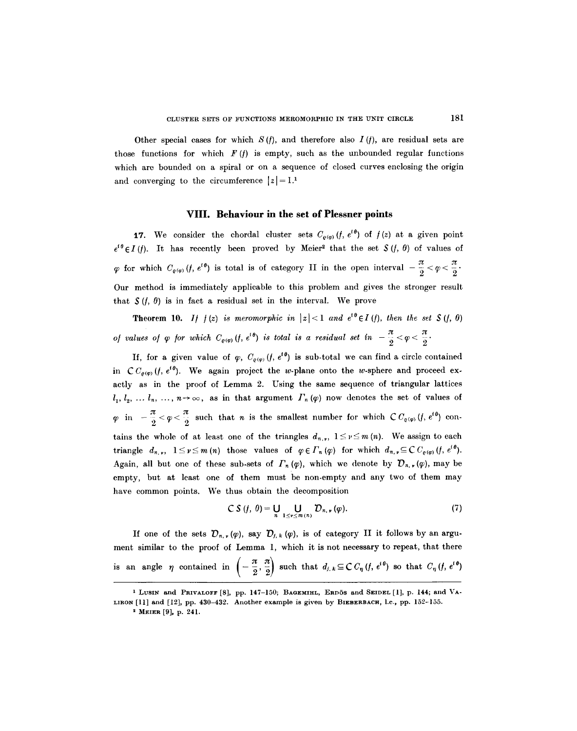Other special cases for which $S(f)$, and therefore also $I(f)$, are residual sets are those functions for which $F(f)$ is empty, such as the unbounded regular functions which are bounded on a spiral or on a sequence of closed curves enclosing the origin and converging to the circumference $|z|=1$.[1]

## VIII. Behaviour in the set of Plessner points

**17.** We consider the chordal cluster sets $C_{\varrho(\varphi)}(f, e^{i\theta})$ of $f(z)$ at a given point $e^{i\theta} \in I(f)$. It has recently been proved by Meier[2] that the set $S(f, \theta)$ of values of $\varphi$ for which $C_{\varrho(\varphi)}(f, e^{i\theta})$ is total is of category II in the open interval $-\frac{\pi}{2} < \varphi < \frac{\pi}{2}$. Our method is immediately applicable to this problem and gives the stronger result that $S(f, \theta)$ is in fact a residual set in the interval. We prove

**Theorem 10.** *If $f(z)$ is meromorphic in $|z| < 1$ and $e^{i\theta} \in I(f)$, then the set $S(f, \theta)$ of values of $\varphi$ for which $C_{\varrho(\varphi)}(f, e^{i\theta})$ is total is a residual set in $-\frac{\pi}{2} < \varphi < \frac{\pi}{2}$.*

If, for a given value of $\varphi$, $C_{\varrho(\varphi)}(f, e^{i\theta})$ is sub-total we can find a circle contained in $\complement C_{\varrho(\varphi)}(f, e^{i\theta})$. We again project the $w$-plane onto the $w$-sphere and proceed exactly as in the proof of Lemma 2. Using the same sequence of triangular lattices $l_1, l_2, \dots l_n, \dots, n \to \infty$, as in that argument $\Gamma_n(\varphi)$ now denotes the set of values of $\varphi$ in $-\frac{\pi}{2} < \varphi < \frac{\pi}{2}$ such that $n$ is the smallest number for which $\complement C_{\varrho(\varphi)}(f, e^{i\theta})$ contains the whole of at least one of the triangles $d_{n,\nu}$, $1 \le \nu \le m(n)$. We assign to each triangle $d_{n,\nu}$, $1 \le \nu \le m(n)$ those values of $\varphi \in \Gamma_n(\varphi)$ for which $d_{n,\nu} \subseteq \complement C_{\varrho(\varphi)}(f, e^{i\theta})$. Again, all but one of these sub-sets of $\Gamma_n(\varphi)$, which we denote by $\mathcal{D}_{n,\nu}(\varphi)$, may be empty, but at least one of them must be non-empty and any two of them may have common points. We thus obtain the decomposition

$$\complement S(f, \theta) = \bigcup_{n} \bigcup_{1 \le \nu \le m(n)} \mathcal{D}_{n,\nu}(\varphi). \tag{7}$$

If one of the sets $\mathcal{D}_{n,\nu}(\varphi)$, say $\mathcal{D}_{j,k}(\varphi)$, is of category II it follows by an argument similar to the proof of Lemma 1, which it is not necessary to repeat, that there is an angle $\eta$ contained in $\left(-\frac{\pi}{2}, \frac{\pi}{2}\right)$ such that $d_{j,k} \subseteq \complement C_\eta(f, e^{i\theta})$ so that $C_\eta(f, e^{i\theta})$

---

[1] Lusin and Privaloff [8], pp. 147–150; Bagemihl, Erdős and Seidel [1], p. 144; and Valiron [11] and [12], pp. 430–432. Another example is given by Bieberbach, l.c., pp. 152–155.

[2] Meier [9], p. 241.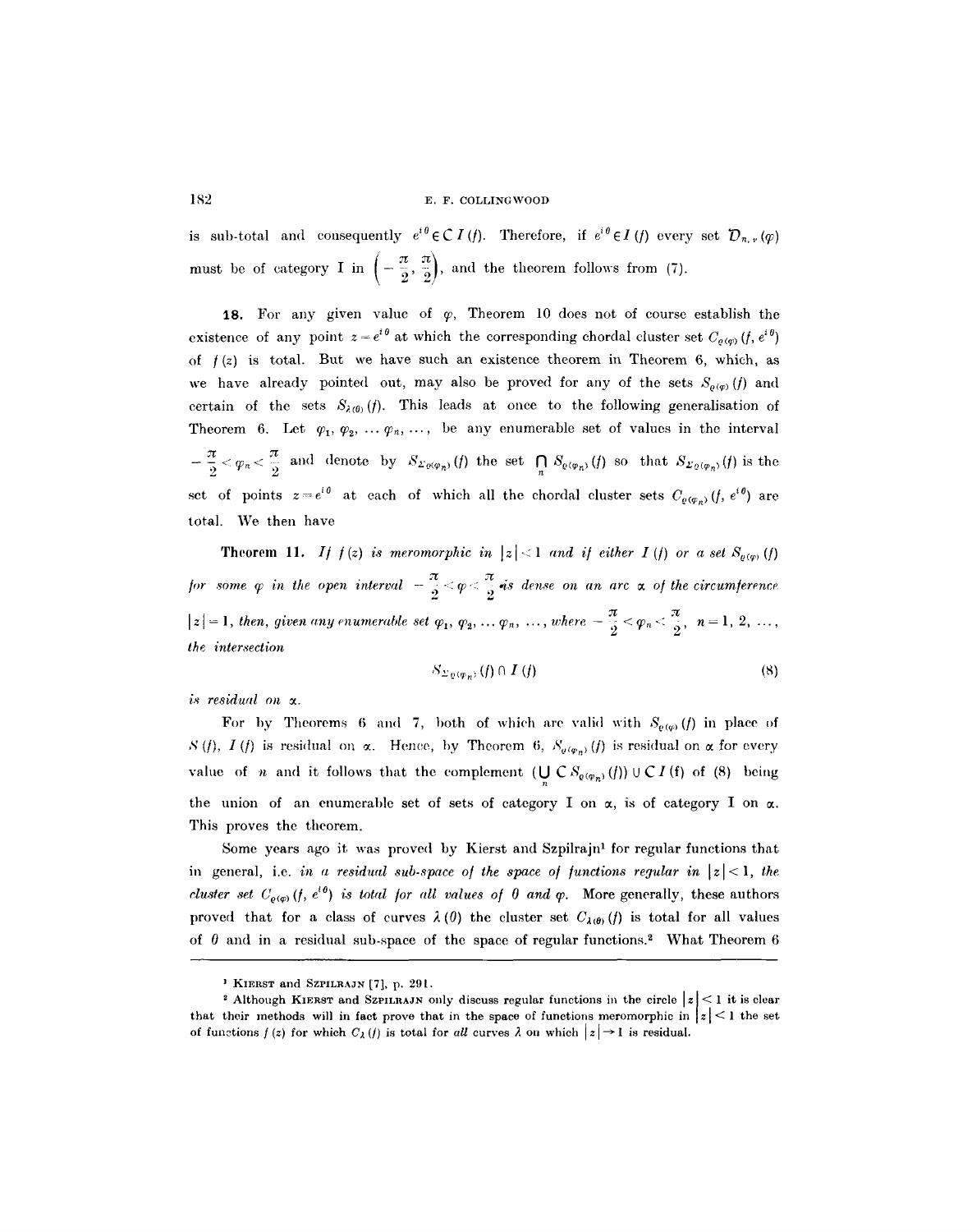is sub-total and consequently $e^{i\theta} \in C\, I(f)$. Therefore, if $e^{i\theta} \in I(f)$ every set $\mathcal{D}_{n,\nu}(\varphi)$ must be of category I in $\left(-\frac{\pi}{2}, \frac{\pi}{2}\right)$, and the theorem follows from (7).

**18.** For any given value of $\varphi$, Theorem 10 does not of course establish the existence of any point $z = e^{i\theta}$ at which the corresponding chordal cluster set $C_{\varrho(\varphi)}(f, e^{i\theta})$ of $f(z)$ is total. But we have such an existence theorem in Theorem 6, which, as we have already pointed out, may also be proved for any of the sets $S_{\varrho(\varphi)}(f)$ and certain of the sets $S_{\lambda(\theta)}(f)$. This leads at once to the following generalisation of Theorem 6. Let $\varphi_1, \varphi_2, \ldots \varphi_n, \ldots,$ be any enumerable set of values in the interval $-\frac{\pi}{2} < \varphi_n < \frac{\pi}{2}$ and denote by $S_{\Sigma\varrho(\varphi_n)}(f)$ the set $\bigcap_n S_{\varrho(\varphi_n)}(f)$ so that $S_{\Sigma\varrho(\varphi_n)}(f)$ is the set of points $z = e^{i\theta}$ at each of which all the chordal cluster sets $C_{\varrho(\varphi_n)}(f, e^{i\theta})$ are total. We then have

**Theorem 11.** *If $f(z)$ is meromorphic in $|z| < 1$ and if either $I(f)$ or a set $S_{\varrho(\varphi)}(f)$ for some $\varphi$ in the open interval $-\frac{\pi}{2} < \varphi < \frac{\pi}{2}$ is dense on an arc $\alpha$ of the circumference $|z| = 1$, then, given any enumerable set $\varphi_1, \varphi_2, \ldots \varphi_n, \ldots,$ where $-\frac{\pi}{2} < \varphi_n < \frac{\pi}{2}$, $n = 1, 2, \ldots,$ the intersection*

$$S_{\Sigma\varrho(\varphi_n)}(f) \cap I(f) \tag{8}$$

*is residual on $\alpha$.*

For by Theorems 6 and 7, both of which are valid with $S_{\varrho(\varphi)}(f)$ in place of $S(f)$, $I(f)$ is residual on $\alpha$. Hence, by Theorem 6, $S_{\varrho(\varphi_n)}(f)$ is residual on $\alpha$ for every value of $n$ and it follows that the complement $(\bigcup_n C\, S_{\varrho(\varphi_n)}(f)) \cup C\, I(f)$ of (8) being the union of an enumerable set of sets of category I on $\alpha$, is of category I on $\alpha$. This proves the theorem.

Some years ago it was proved by Kierst and Szpilrajn[1] for regular functions that in general, i.e. *in a residual sub-space of the space of functions regular in $|z| < 1$, the cluster set $C_{\varrho(\varphi)}(f, e^{i\theta})$ is total for all values of $\theta$ and $\varphi$.* More generally, these authors proved that for a class of curves $\lambda(\theta)$ the cluster set $C_{\lambda(\theta)}(f)$ is total for all values of $\theta$ and in a residual sub-space of the space of regular functions.[2] What Theorem 6

---

[1] Kierst and Szpilrajn [7], p. 291.

[2] Although Kierst and Szpilrajn only discuss regular functions in the circle $|z| < 1$ it is clear that their methods will in fact prove that in the space of functions meromorphic in $|z| < 1$ the set of functions $f(z)$ for which $C_\lambda(f)$ is total for *all* curves $\lambda$ on which $|z| \to 1$ is residual.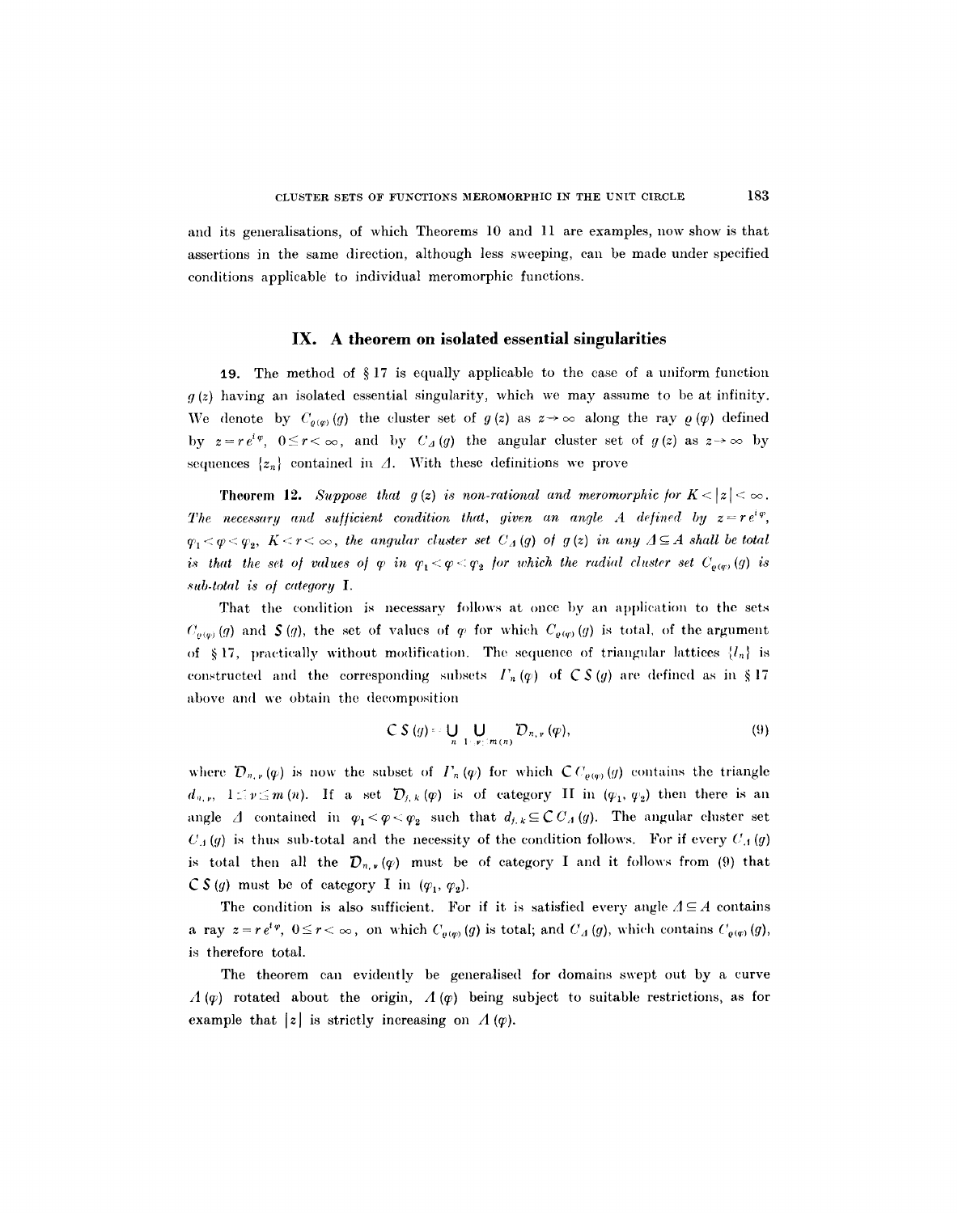and its generalisations, of which Theorems 10 and 11 are examples, now show is that assertions in the same direction, although less sweeping, can be made under specified conditions applicable to individual meromorphic functions.

## IX. A theorem on isolated essential singularities

**19.** The method of § 17 is equally applicable to the case of a uniform function $g(z)$ having an isolated essential singularity, which we may assume to be at infinity. We denote by $C_{\varrho(\varphi)}(g)$ the cluster set of $g(z)$ as $z \to \infty$ along the ray $\varrho(\varphi)$ defined by $z = r e^{i\varphi}$, $0 \leq r < \infty$, and by $C_{\Delta}(g)$ the angular cluster set of $g(z)$ as $z \to \infty$ by sequences $\{z_n\}$ contained in $\Delta$. With these definitions we prove

**Theorem 12.** *Suppose that $g(z)$ is non-rational and meromorphic for $K < |z| < \infty$. The necessary and sufficient condition that, given an angle $A$ defined by $z = r e^{i\varphi}$, $\varphi_1 < \varphi < \varphi_2$, $K < r < \infty$, the angular cluster set $C_{\Delta}(g)$ of $g(z)$ in any $\Delta \subseteq A$ shall be total is that the set of values of $\varphi$ in $\varphi_1 < \varphi < \varphi_2$ for which the radial cluster set $C_{\varrho(\varphi)}(g)$ is sub-total is of category* I.

That the condition is necessary follows at once by an application to the sets $C_{\varrho(\varphi)}(g)$ and $S(g)$, the set of values of $\varphi$ for which $C_{\varrho(\varphi)}(g)$ is total, of the argument of § 17, practically without modification. The sequence of triangular lattices $\{l_n\}$ is constructed and the corresponding subsets $\Gamma_n(\varphi)$ of $\complement S(g)$ are defined as in § 17 above and we obtain the decomposition

$$\complement S(g) = \bigcup_{n=1} \bigcup_{\nu=1}^{m(n)} \mathcal{D}_{n,\nu}(\varphi), \tag{9}$$

where $\mathcal{D}_{n,\nu}(\varphi)$ is now the subset of $\Gamma_n(\varphi)$ for which $\complement C_{\varrho(\varphi)}(g)$ contains the triangle $d_{n,\nu}$, $1 \leq \nu \leq m(n)$. If a set $\mathcal{D}_{j,k}(\varphi)$ is of category II in $(\varphi_1, \varphi_2)$ then there is an angle $\Delta$ contained in $\varphi_1 < \varphi < \varphi_2$ such that $d_{j,k} \subseteq \complement C_{\Delta}(g)$. The angular cluster set $C_{\Delta}(g)$ is thus sub-total and the necessity of the condition follows. For if every $C_{\Delta}(g)$ is total then all the $\mathcal{D}_{n,\nu}(\varphi)$ must be of category I and it follows from (9) that $\complement S(g)$ must be of category I in $(\varphi_1, \varphi_2)$.

The condition is also sufficient. For if it is satisfied every angle $\Delta \subseteq A$ contains a ray $z = r e^{i\varphi}$, $0 \leq r < \infty$, on which $C_{\varrho(\varphi)}(g)$ is total; and $C_{\Delta}(g)$, which contains $C_{\varrho(\varphi)}(g)$, is therefore total.

The theorem can evidently be generalised for domains swept out by a curve $\Lambda(\varphi)$ rotated about the origin, $\Lambda(\varphi)$ being subject to suitable restrictions, as for example that $|z|$ is strictly increasing on $\Lambda(\varphi)$.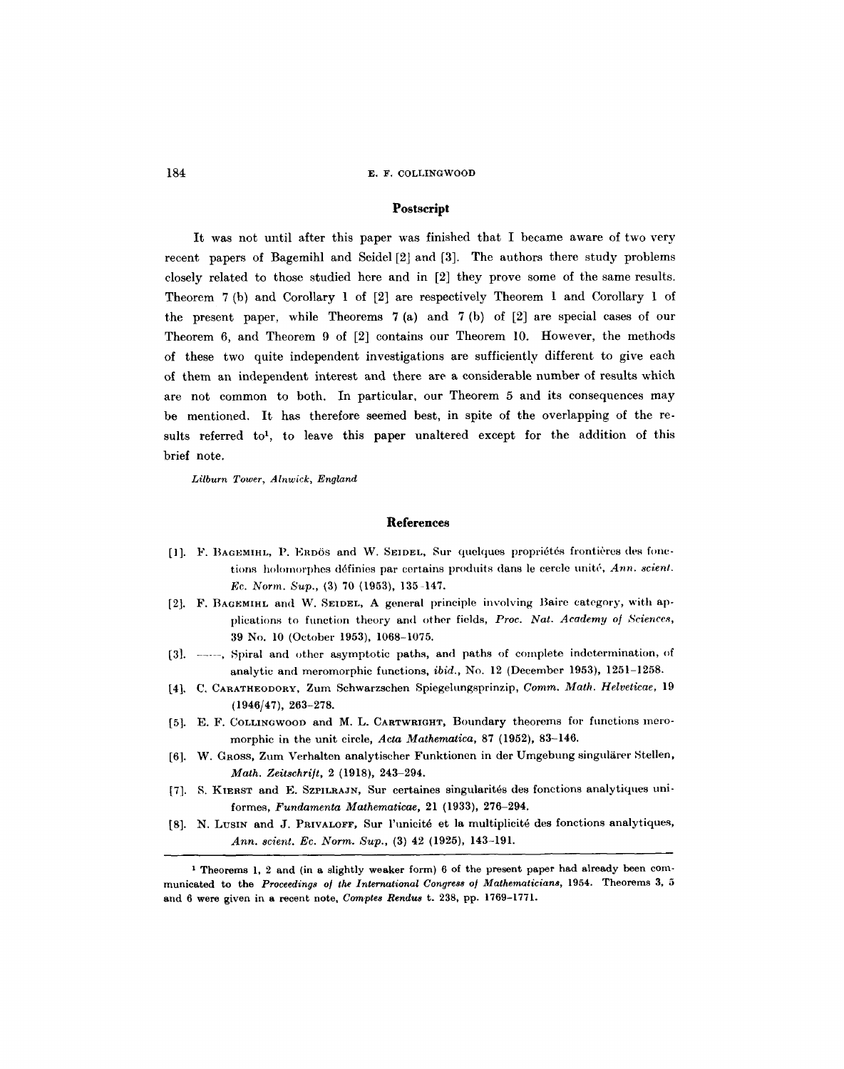## Postscript

It was not until after this paper was finished that I became aware of two very recent papers of Bagemihl and Seidel [2] and [3]. The authors there study problems closely related to those studied here and in [2] they prove some of the same results. Theorem 7 (b) and Corollary 1 of [2] are respectively Theorem 1 and Corollary 1 of the present paper, while Theorems 7 (a) and 7 (b) of [2] are special cases of our Theorem 6, and Theorem 9 of [2] contains our Theorem 10. However, the methods of these two quite independent investigations are sufficiently different to give each of them an independent interest and there are a considerable number of results which are not common to both. In particular, our Theorem 5 and its consequences may be mentioned. It has therefore seemed best, in spite of the overlapping of the results referred to[1], to leave this paper unaltered except for the addition of this brief note.

*Lilburn Tower, Alnwick, England*

## References

[1]. F. Bagemihl, P. Erdös and W. Seidel, Sur quelques propriétés frontières des fonctions holomorphes définies par certains produits dans le cercle unité, *Ann. scient. Ec. Norm. Sup.*, (3) 70 (1953), 135–147.

[2]. F. Bagemihl and W. Seidel, A general principle involving Baire category, with applications to function theory and other fields, *Proc. Nat. Academy of Sciences*, 39 No. 10 (October 1953), 1068–1075.

[3]. ——, Spiral and other asymptotic paths, and paths of complete indetermination, of analytic and meromorphic functions, *ibid.*, No. 12 (December 1953), 1251–1258.

[4]. C. Caratheodory, Zum Schwarzschen Spiegelungsprinzip, *Comm. Math. Helveticae*, 19 (1946/47), 263–278.

[5]. E. F. Collingwood and M. L. Cartwright, Boundary theorems for functions meromorphic in the unit circle, *Acta Mathematica*, 87 (1952), 83–146.

[6]. W. Gross, Zum Verhalten analytischer Funktionen in der Umgebung singulärer Stellen, *Math. Zeitschrift*, 2 (1918), 243–294.

[7]. S. Kierst and E. Szpilrajn, Sur certaines singularités des fonctions analytiques uniformes, *Fundamenta Mathematicae*, 21 (1933), 276–294.

[8]. N. Lusin and J. Privaloff, Sur l'unicité et la multiplicité des fonctions analytiques, *Ann. scient. Ec. Norm. Sup.*, (3) 42 (1925), 143–191.

---

[1] Theorems 1, 2 and (in a slightly weaker form) 6 of the present paper had already been communicated to the *Proceedings of the International Congress of Mathematicians*, 1954. Theorems 3, 5 and 6 were given in a recent note, *Comptes Rendus* t. 238, pp. 1769–1771.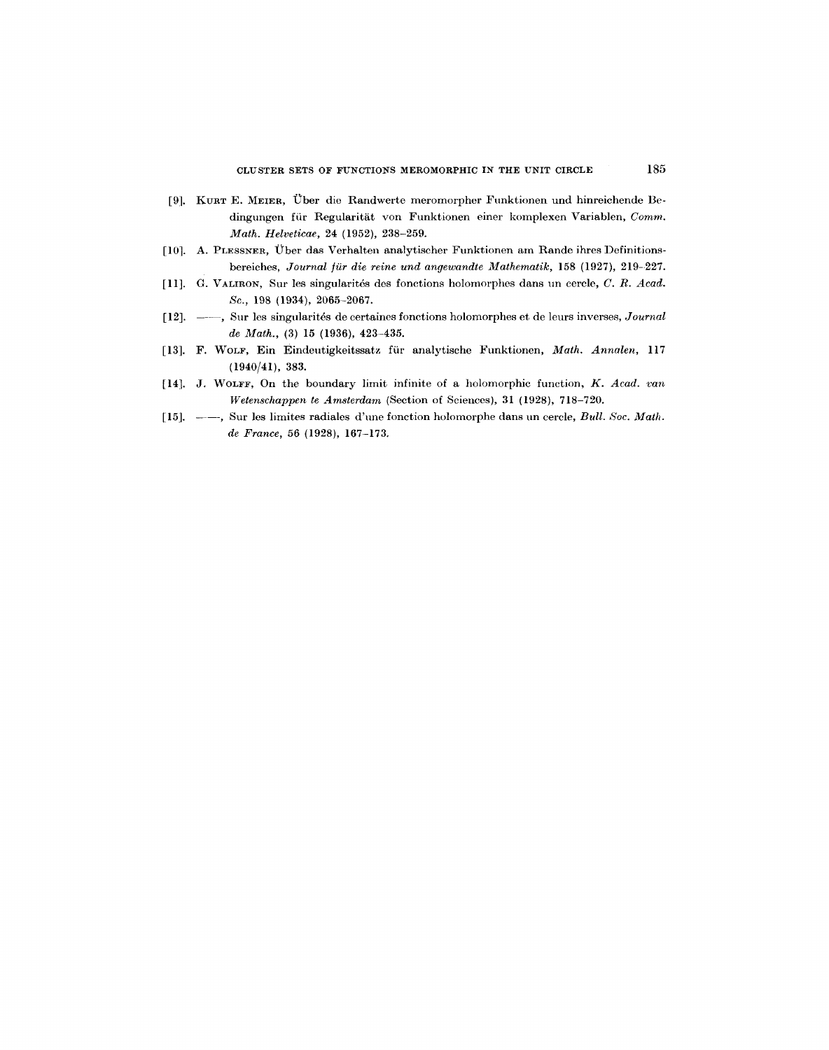[9]. Kurt E. Meier, Über die Randwerte meromorpher Funktionen und hinreichende Bedingungen für Regularität von Funktionen einer komplexen Variablen, *Comm. Math. Helveticae*, 24 (1952), 238–259.

[10]. A. Plessner, Über das Verhalten analytischer Funktionen am Rande ihres Definitionsbereiches, *Journal für die reine und angewandte Mathematik*, 158 (1927), 219–227.

[11]. G. Valiron, Sur les singularités des fonctions holomorphes dans un cercle, *C. R. Acad. Sc.*, 198 (1934), 2065–2067.

[12]. ——, Sur les singularités de certaines fonctions holomorphes et de leurs inverses, *Journal de Math.*, (3) 15 (1936), 423–435.

[13]. F. Wolf, Ein Eindeutigkeitssatz für analytische Funktionen, *Math. Annalen*, 117 (1940/41), 383.

[14]. J. Wolff, On the boundary limit infinite of a holomorphic function, *K. Acad. van Wetenschappen te Amsterdam* (Section of Sciences), 31 (1928), 718–720.

[15]. ——, Sur les limites radiales d'une fonction holomorphe dans un cercle, *Bull. Soc. Math. de France*, 56 (1928), 167–173.